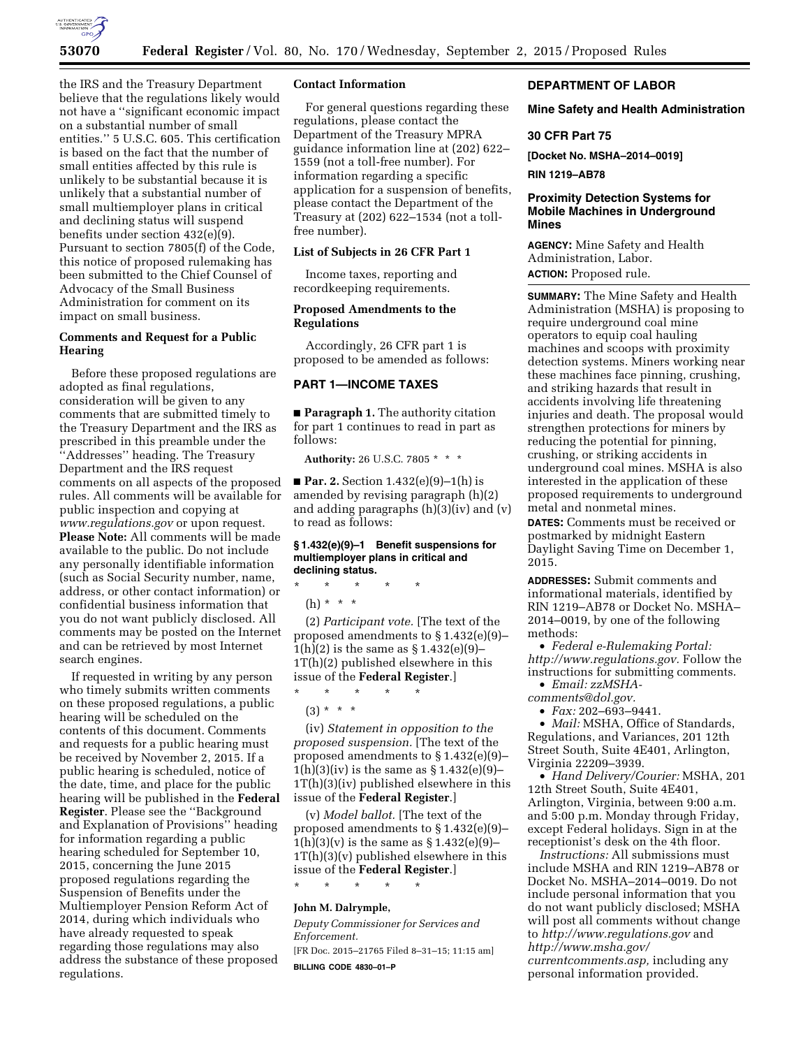the IRS and the Treasury Department believe that the regulations likely would not have a ''significant economic impact on a substantial number of small entities.'' 5 U.S.C. 605. This certification is based on the fact that the number of small entities affected by this rule is unlikely to be substantial because it is unlikely that a substantial number of small multiemployer plans in critical and declining status will suspend benefits under section 432(e)(9). Pursuant to section 7805(f) of the Code, this notice of proposed rulemaking has been submitted to the Chief Counsel of Advocacy of the Small Business Administration for comment on its impact on small business.

### Comments and Request for a Public Hearing

Before these proposed regulations are adopted as final regulations, consideration will be given to any comments that are submitted timely to the Treasury Department and the IRS as prescribed in this preamble under the ''Addresses'' heading. The Treasury Department and the IRS request comments on all aspects of the proposed rules. All comments will be available for public inspection and copying at *www.regulations.gov* or upon request. **Please Note:** All comments will be made available to the public. Do not include any personally identifiable information (such as Social Security number, name, address, or other contact information) or confidential business information that you do not want publicly disclosed. All comments may be posted on the Internet and can be retrieved by most Internet search engines.

If requested in writing by any person who timely submits written comments on these proposed regulations, a public hearing will be scheduled on the contents of this document. Comments and requests for a public hearing must be received by November 2, 2015. If a public hearing is scheduled, notice of the date, time, and place for the public hearing will be published in the **Federal Register**. Please see the ''Background and Explanation of Provisions'' heading for information regarding a public hearing scheduled for September 10, 2015, concerning the June 2015 proposed regulations regarding the Suspension of Benefits under the Multiemployer Pension Reform Act of 2014, during which individuals who have already requested to speak regarding those regulations may also address the substance of these proposed regulations.

### Contact Information

For general questions regarding these regulations, please contact the Department of the Treasury MPRA guidance information line at (202) 622–1559 (not a toll-free number). For information regarding a specific application for a suspension of benefits, please contact the Department of the Treasury at (202) 622–1534 (not a toll-free number).

### List of Subjects in 26 CFR Part 1

Income taxes, reporting and recordkeeping requirements.

### Proposed Amendments to the Regulations

Accordingly, 26 CFR part 1 is proposed to be amended as follows:

## PART 1—INCOME TAXES

■ **Paragraph 1.** The authority citation for part 1 continues to read in part as follows:

**Authority:** 26 U.S.C. 7805 * * *

■ **Par. 2.** Section 1.432(e)(9)–1(h) is amended by revising paragraph (h)(2) and adding paragraphs (h)(3)(iv) and (v) to read as follows:

#### § 1.432(e)(9)–1 Benefit suspensions for multiemployer plans in critical and declining status.

\* \* \* \* \*

(h) * * *

(2) *Participant vote.* [The text of the proposed amendments to § 1.432(e)(9)–1(h)(2) is the same as § 1.432(e)(9)–1T(h)(2) published elsewhere in this issue of the **Federal Register**.]

\* \* \* \* \*

(3) * * *

(iv) *Statement in opposition to the proposed suspension.* [The text of the proposed amendments to § 1.432(e)(9)–1(h)(3)(iv) is the same as § 1.432(e)(9)–1T(h)(3)(iv) published elsewhere in this issue of the **Federal Register**.]

(v) *Model ballot.* [The text of the proposed amendments to § 1.432(e)(9)–1(h)(3)(v) is the same as § 1.432(e)(9)–1T(h)(3)(v) published elsewhere in this issue of the **Federal Register**.]

\* \* \* \* \*

**John M. Dalrymple,**

*Deputy Commissioner for Services and Enforcement.*

[FR Doc. 2015–21765 Filed 8–31–15; 11:15 am]

**BILLING CODE 4830–01–P**

## DEPARTMENT OF LABOR

## Mine Safety and Health Administration

## 30 CFR Part 75

**[Docket No. MSHA–2014–0019]**

**RIN 1219–AB78**

## Proximity Detection Systems for Mobile Machines in Underground Mines

**AGENCY:** Mine Safety and Health Administration, Labor.

**ACTION:** Proposed rule.

**SUMMARY:** The Mine Safety and Health Administration (MSHA) is proposing to require underground coal mine operators to equip coal hauling machines and scoops with proximity detection systems. Miners working near these machines face pinning, crushing, and striking hazards that result in accidents involving life threatening injuries and death. The proposal would strengthen protections for miners by reducing the potential for pinning, crushing, or striking accidents in underground coal mines. MSHA is also interested in the application of these proposed requirements to underground metal and nonmetal mines.

**DATES:** Comments must be received or postmarked by midnight Eastern Daylight Saving Time on December 1, 2015.

**ADDRESSES:** Submit comments and informational materials, identified by RIN 1219–AB78 or Docket No. MSHA–2014–0019, by one of the following methods:

- *Federal e-Rulemaking Portal: http://www.regulations.gov.* Follow the instructions for submitting comments.
- *Email: zzMSHA-comments@dol.gov.*
- *Fax:* 202–693–9441.
- *Mail:* MSHA, Office of Standards, Regulations, and Variances, 201 12th Street South, Suite 4E401, Arlington, Virginia 22209–3939.
- *Hand Delivery/Courier:* MSHA, 201 12th Street South, Suite 4E401, Arlington, Virginia, between 9:00 a.m. and 5:00 p.m. Monday through Friday, except Federal holidays. Sign in at the receptionist's desk on the 4th floor.

*Instructions:* All submissions must include MSHA and RIN 1219–AB78 or Docket No. MSHA–2014–0019. Do not include personal information that you do not want publicly disclosed; MSHA will post all comments without change to *http://www.regulations.gov* and *http://www.msha.gov/currentcomments.asp,* including any personal information provided.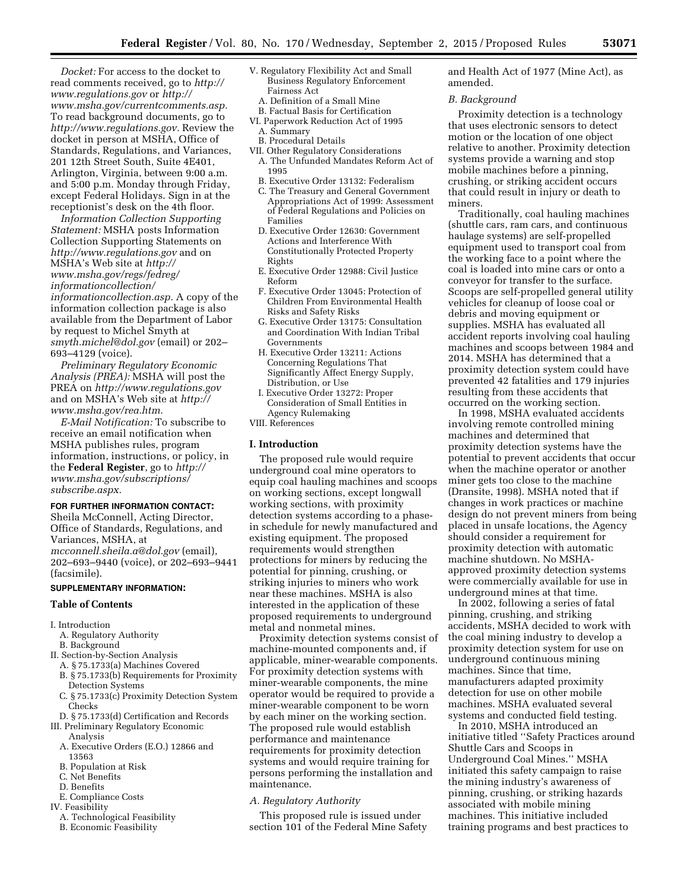*Docket:* For access to the docket to read comments received, go to *http://www.regulations.gov* or *http://www.msha.gov/currentcomments.asp.* To read background documents, go to *http://www.regulations.gov.* Review the docket in person at MSHA, Office of Standards, Regulations, and Variances, 201 12th Street South, Suite 4E401, Arlington, Virginia, between 9:00 a.m. and 5:00 p.m. Monday through Friday, except Federal Holidays. Sign in at the receptionist's desk on the 4th floor.

*Information Collection Supporting Statement:* MSHA posts Information Collection Supporting Statements on *http://www.regulations.gov* and on MSHA's Web site at *http://www.msha.gov/regs/fedreg/informationcollection/informationcollection.asp.* A copy of the information collection package is also available from the Department of Labor by request to Michel Smyth at *smyth.michel@dol.gov* (email) or 202–693–4129 (voice).

*Preliminary Regulatory Economic Analysis (PREA):* MSHA will post the PREA on *http://www.regulations.gov* and on MSHA's Web site at *http://www.msha.gov/rea.htm.*

*E-Mail Notification:* To subscribe to receive an email notification when MSHA publishes rules, program information, instructions, or policy, in the **Federal Register**, go to *http://www.msha.gov/subscriptions/subscribe.aspx.*

**FOR FURTHER INFORMATION CONTACT:** Sheila McConnell, Acting Director, Office of Standards, Regulations, and Variances, MSHA, at *mcconnell.sheila.a@dol.gov* (email), 202–693–9440 (voice), or 202–693–9441 (facsimile).

**SUPPLEMENTARY INFORMATION:**

**Table of Contents**

I. Introduction
  A. Regulatory Authority
  B. Background
II. Section-by-Section Analysis
  A. § 75.1733(a) Machines Covered
  B. § 75.1733(b) Requirements for Proximity Detection Systems
  C. § 75.1733(c) Proximity Detection System Checks
  D. § 75.1733(d) Certification and Records
III. Preliminary Regulatory Economic Analysis
  A. Executive Orders (E.O.) 12866 and 13563
  B. Population at Risk
  C. Net Benefits
  D. Benefits
  E. Compliance Costs
IV. Feasibility
  A. Technological Feasibility
  B. Economic Feasibility
V. Regulatory Flexibility Act and Small Business Regulatory Enforcement Fairness Act
  A. Definition of a Small Mine
  B. Factual Basis for Certification
VI. Paperwork Reduction Act of 1995
  A. Summary
  B. Procedural Details
VII. Other Regulatory Considerations
  A. The Unfunded Mandates Reform Act of 1995
  B. Executive Order 13132: Federalism
  C. The Treasury and General Government Appropriations Act of 1999: Assessment of Federal Regulations and Policies on Families
  D. Executive Order 12630: Government Actions and Interference With Constitutionally Protected Property Rights
  E. Executive Order 12988: Civil Justice Reform
  F. Executive Order 13045: Protection of Children From Environmental Health Risks and Safety Risks
  G. Executive Order 13175: Consultation and Coordination With Indian Tribal Governments
  H. Executive Order 13211: Actions Concerning Regulations That Significantly Affect Energy Supply, Distribution, or Use
  I. Executive Order 13272: Proper Consideration of Small Entities in Agency Rulemaking
VIII. References

## I. Introduction

The proposed rule would require underground coal mine operators to equip coal hauling machines and scoops on working sections, except longwall working sections, with proximity detection systems according to a phase-in schedule for newly manufactured and existing equipment. The proposed requirements would strengthen protections for miners by reducing the potential for pinning, crushing, or striking injuries to miners who work near these machines. MSHA is also interested in the application of these proposed requirements to underground metal and nonmetal mines.

Proximity detection systems consist of machine-mounted components and, if applicable, miner-wearable components. For proximity detection systems with miner-wearable components, the mine operator would be required to provide a miner-wearable component to be worn by each miner on the working section. The proposed rule would establish performance and maintenance requirements for proximity detection systems and would require training for persons performing the installation and maintenance.

### *A. Regulatory Authority*

This proposed rule is issued under section 101 of the Federal Mine Safety and Health Act of 1977 (Mine Act), as amended.

### *B. Background*

Proximity detection is a technology that uses electronic sensors to detect motion or the location of one object relative to another. Proximity detection systems provide a warning and stop mobile machines before a pinning, crushing, or striking accident occurs that could result in injury or death to miners.

Traditionally, coal hauling machines (shuttle cars, ram cars, and continuous haulage systems) are self-propelled equipment used to transport coal from the working face to a point where the coal is loaded into mine cars or onto a conveyor for transfer to the surface. Scoops are self-propelled general utility vehicles for cleanup of loose coal or debris and moving equipment or supplies. MSHA has evaluated all accident reports involving coal hauling machines and scoops between 1984 and 2014. MSHA has determined that a proximity detection system could have prevented 42 fatalities and 179 injuries resulting from these accidents that occurred on the working section.

In 1998, MSHA evaluated accidents involving remote controlled mining machines and determined that proximity detection systems have the potential to prevent accidents that occur when the machine operator or another miner gets too close to the machine (Dransite, 1998). MSHA noted that if changes in work practices or machine design do not prevent miners from being placed in unsafe locations, the Agency should consider a requirement for proximity detection with automatic machine shutdown. No MSHA-approved proximity detection systems were commercially available for use in underground mines at that time.

In 2002, following a series of fatal pinning, crushing, and striking accidents, MSHA decided to work with the coal mining industry to develop a proximity detection system for use on underground continuous mining machines. Since that time, manufacturers adapted proximity detection for use on other mobile machines. MSHA evaluated several systems and conducted field testing.

In 2010, MSHA introduced an initiative titled ''Safety Practices around Shuttle Cars and Scoops in Underground Coal Mines.'' MSHA initiated this safety campaign to raise the mining industry's awareness of pinning, crushing, or striking hazards associated with mobile mining machines. This initiative included training programs and best practices to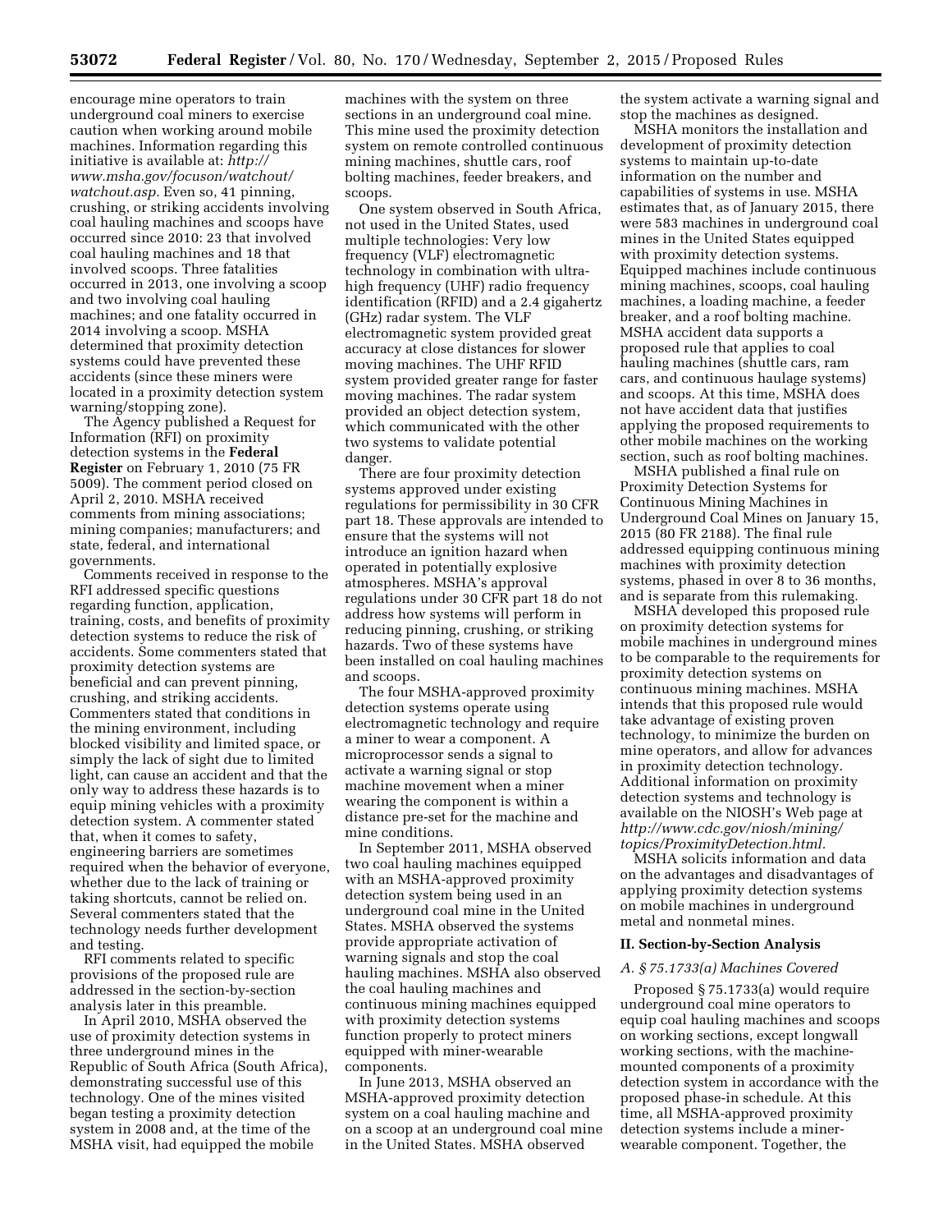encourage mine operators to train underground coal miners to exercise caution when working around mobile machines. Information regarding this initiative is available at: *http://www.msha.gov/focuson/watchout/watchout.asp.* Even so, 41 pinning, crushing, or striking accidents involving coal hauling machines and scoops have occurred since 2010: 23 that involved coal hauling machines and 18 that involved scoops. Three fatalities occurred in 2013, one involving a scoop and two involving coal hauling machines; and one fatality occurred in 2014 involving a scoop. MSHA determined that proximity detection systems could have prevented these accidents (since these miners were located in a proximity detection system warning/stopping zone).

The Agency published a Request for Information (RFI) on proximity detection systems in the **Federal Register** on February 1, 2010 (75 FR 5009). The comment period closed on April 2, 2010. MSHA received comments from mining associations; mining companies; manufacturers; and state, federal, and international governments.

Comments received in response to the RFI addressed specific questions regarding function, application, training, costs, and benefits of proximity detection systems to reduce the risk of accidents. Some commenters stated that proximity detection systems are beneficial and can prevent pinning, crushing, and striking accidents. Commenters stated that conditions in the mining environment, including blocked visibility and limited space, or simply the lack of sight due to limited light, can cause an accident and that the only way to address these hazards is to equip mining vehicles with a proximity detection system. A commenter stated that, when it comes to safety, engineering barriers are sometimes required when the behavior of everyone, whether due to the lack of training or taking shortcuts, cannot be relied on. Several commenters stated that the technology needs further development and testing.

RFI comments related to specific provisions of the proposed rule are addressed in the section-by-section analysis later in this preamble.

In April 2010, MSHA observed the use of proximity detection systems in three underground mines in the Republic of South Africa (South Africa), demonstrating successful use of this technology. One of the mines visited began testing a proximity detection system in 2008 and, at the time of the MSHA visit, had equipped the mobile machines with the system on three sections in an underground coal mine. This mine used the proximity detection system on remote controlled continuous mining machines, shuttle cars, roof bolting machines, feeder breakers, and scoops.

One system observed in South Africa, not used in the United States, used multiple technologies: Very low frequency (VLF) electromagnetic technology in combination with ultra-high frequency (UHF) radio frequency identification (RFID) and a 2.4 gigahertz (GHz) radar system. The VLF electromagnetic system provided great accuracy at close distances for slower moving machines. The UHF RFID system provided greater range for faster moving machines. The radar system provided an object detection system, which communicated with the other two systems to validate potential danger.

There are four proximity detection systems approved under existing regulations for permissibility in 30 CFR part 18. These approvals are intended to ensure that the systems will not introduce an ignition hazard when operated in potentially explosive atmospheres. MSHA's approval regulations under 30 CFR part 18 do not address how systems will perform in reducing pinning, crushing, or striking hazards. Two of these systems have been installed on coal hauling machines and scoops.

The four MSHA-approved proximity detection systems operate using electromagnetic technology and require a miner to wear a component. A microprocessor sends a signal to activate a warning signal or stop machine movement when a miner wearing the component is within a distance pre-set for the machine and mine conditions.

In September 2011, MSHA observed two coal hauling machines equipped with an MSHA-approved proximity detection system being used in an underground coal mine in the United States. MSHA observed the systems provide appropriate activation of warning signals and stop the coal hauling machines. MSHA also observed the coal hauling machines and continuous mining machines equipped with proximity detection systems function properly to protect miners equipped with miner-wearable components.

In June 2013, MSHA observed an MSHA-approved proximity detection system on a coal hauling machine and on a scoop at an underground coal mine in the United States. MSHA observed the system activate a warning signal and stop the machines as designed.

MSHA monitors the installation and development of proximity detection systems to maintain up-to-date information on the number and capabilities of systems in use. MSHA estimates that, as of January 2015, there were 583 machines in underground coal mines in the United States equipped with proximity detection systems. Equipped machines include continuous mining machines, scoops, coal hauling machines, a loading machine, a feeder breaker, and a roof bolting machine. MSHA accident data supports a proposed rule that applies to coal hauling machines (shuttle cars, ram cars, and continuous haulage systems) and scoops. At this time, MSHA does not have accident data that justifies applying the proposed requirements to other mobile machines on the working section, such as roof bolting machines.

MSHA published a final rule on Proximity Detection Systems for Continuous Mining Machines in Underground Coal Mines on January 15, 2015 (80 FR 2188). The final rule addressed equipping continuous mining machines with proximity detection systems, phased in over 8 to 36 months, and is separate from this rulemaking.

MSHA developed this proposed rule on proximity detection systems for mobile machines in underground mines to be comparable to the requirements for proximity detection systems on continuous mining machines. MSHA intends that this proposed rule would take advantage of existing proven technology, to minimize the burden on mine operators, and allow for advances in proximity detection technology. Additional information on proximity detection systems and technology is available on the NIOSH's Web page at *http://www.cdc.gov/niosh/mining/topics/ProximityDetection.html.*

MSHA solicits information and data on the advantages and disadvantages of applying proximity detection systems on mobile machines in underground metal and nonmetal mines.

## II. Section-by-Section Analysis

### *A. § 75.1733(a) Machines Covered*

Proposed § 75.1733(a) would require underground coal mine operators to equip coal hauling machines and scoops on working sections, except longwall working sections, with the machine-mounted components of a proximity detection system in accordance with the proposed phase-in schedule. At this time, all MSHA-approved proximity detection systems include a miner-wearable component. Together, the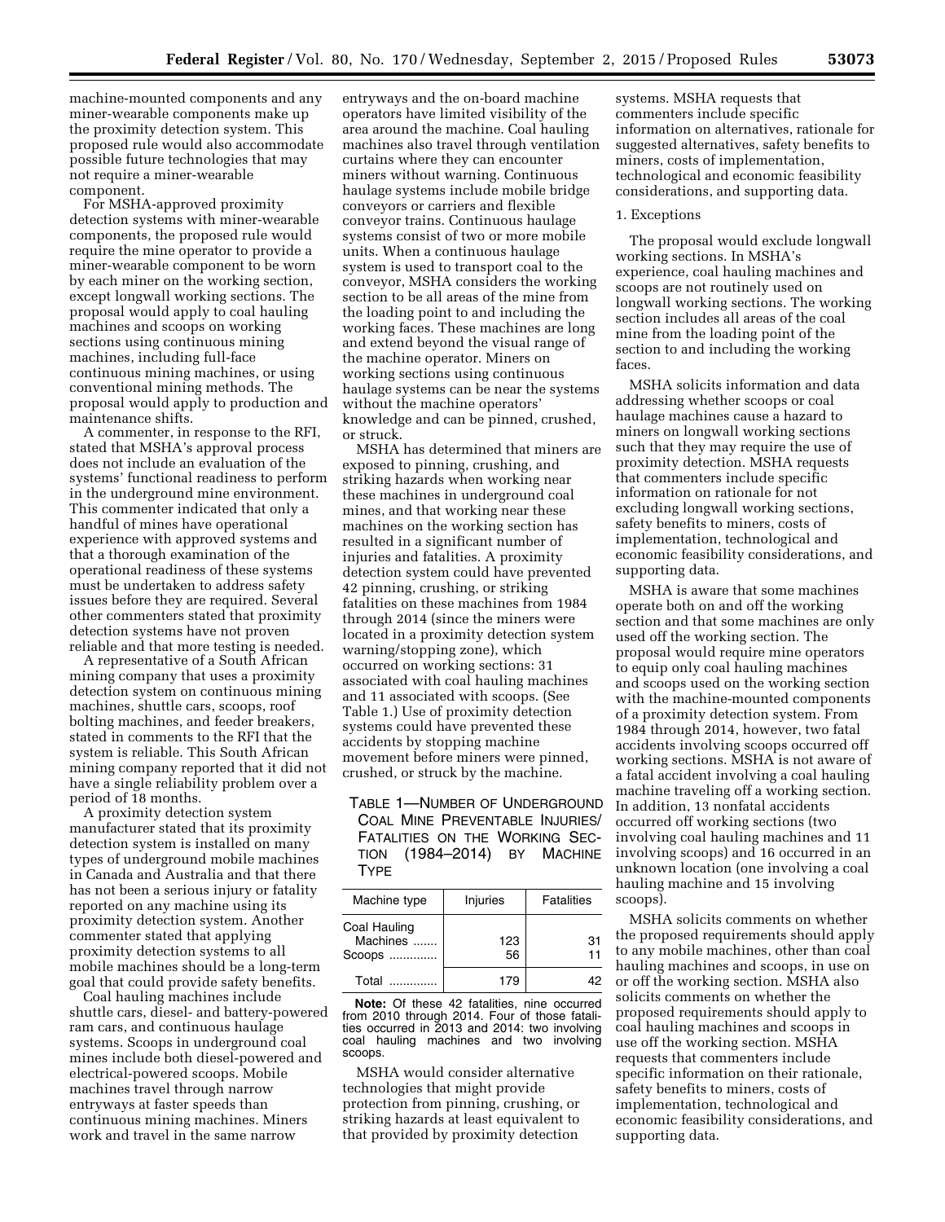machine-mounted components and any miner-wearable components make up the proximity detection system. This proposed rule would also accommodate possible future technologies that may not require a miner-wearable component.

For MSHA-approved proximity detection systems with miner-wearable components, the proposed rule would require the mine operator to provide a miner-wearable component to be worn by each miner on the working section, except longwall working sections. The proposal would apply to coal hauling machines and scoops on working sections using continuous mining machines, including full-face continuous mining machines, or using conventional mining methods. The proposal would apply to production and maintenance shifts.

A commenter, in response to the RFI, stated that MSHA's approval process does not include an evaluation of the systems' functional readiness to perform in the underground mine environment. This commenter indicated that only a handful of mines have operational experience with approved systems and that a thorough examination of the operational readiness of these systems must be undertaken to address safety issues before they are required. Several other commenters stated that proximity detection systems have not proven reliable and that more testing is needed.

A representative of a South African mining company that uses a proximity detection system on continuous mining machines, shuttle cars, scoops, roof bolting machines, and feeder breakers, stated in comments to the RFI that the system is reliable. This South African mining company reported that it did not have a single reliability problem over a period of 18 months.

A proximity detection system manufacturer stated that its proximity detection system is installed on many types of underground mobile machines in Canada and Australia and that there has not been a serious injury or fatality reported on any machine using its proximity detection system. Another commenter stated that applying proximity detection systems to all mobile machines should be a long-term goal that could provide safety benefits.

Coal hauling machines include shuttle cars, diesel- and battery-powered ram cars, and continuous haulage systems. Scoops in underground coal mines include both diesel-powered and electrical-powered scoops. Mobile machines travel through narrow entryways at faster speeds than continuous mining machines. Miners work and travel in the same narrow entryways and the on-board machine operators have limited visibility of the area around the machine. Coal hauling machines also travel through ventilation curtains where they can encounter miners without warning. Continuous haulage systems include mobile bridge conveyors or carriers and flexible conveyor trains. Continuous haulage systems consist of two or more mobile units. When a continuous haulage system is used to transport coal to the conveyor, MSHA considers the working section to be all areas of the mine from the loading point to and including the working faces. These machines are long and extend beyond the visual range of the machine operator. Miners on working sections using continuous haulage systems can be near the systems without the machine operators' knowledge and can be pinned, crushed, or struck.

MSHA has determined that miners are exposed to pinning, crushing, and striking hazards when working near these machines in underground coal mines, and that working near these machines on the working section has resulted in a significant number of injuries and fatalities. A proximity detection system could have prevented 42 pinning, crushing, or striking fatalities on these machines from 1984 through 2014 (since the miners were located in a proximity detection system warning/stopping zone), which occurred on working sections: 31 associated with coal hauling machines and 11 associated with scoops. (See Table 1.) Use of proximity detection systems could have prevented these accidents by stopping machine movement before miners were pinned, crushed, or struck by the machine.

TABLE 1—NUMBER OF UNDERGROUND COAL MINE PREVENTABLE INJURIES/FATALITIES ON THE WORKING SECTION (1984–2014) BY MACHINE TYPE

| Machine type | Injuries | Fatalities |
|---|---|---|
| Coal Hauling Machines | 123 | 31 |
| Scoops | 56 | 11 |
| Total | 179 | 42 |

**Note:** Of these 42 fatalities, nine occurred from 2010 through 2014. Four of those fatalities occurred in 2013 and 2014: two involving coal hauling machines and two involving scoops.

MSHA would consider alternative technologies that might provide protection from pinning, crushing, or striking hazards at least equivalent to that provided by proximity detection systems. MSHA requests that commenters include specific information on alternatives, rationale for suggested alternatives, safety benefits to miners, costs of implementation, technological and economic feasibility considerations, and supporting data.

1. Exceptions

The proposal would exclude longwall working sections. In MSHA's experience, coal hauling machines and scoops are not routinely used on longwall working sections. The working section includes all areas of the coal mine from the loading point of the section to and including the working faces.

MSHA solicits information and data addressing whether scoops or coal haulage machines cause a hazard to miners on longwall working sections such that they may require the use of proximity detection. MSHA requests that commenters include specific information on rationale for not excluding longwall working sections, safety benefits to miners, costs of implementation, technological and economic feasibility considerations, and supporting data.

MSHA is aware that some machines operate both on and off the working section and that some machines are only used off the working section. The proposal would require mine operators to equip only coal hauling machines and scoops used on the working section with the machine-mounted components of a proximity detection system. From 1984 through 2014, however, two fatal accidents involving scoops occurred off working sections. MSHA is not aware of a fatal accident involving a coal hauling machine traveling off a working section. In addition, 13 nonfatal accidents occurred off working sections (two involving coal hauling machines and 11 involving scoops) and 16 occurred in an unknown location (one involving a coal hauling machine and 15 involving scoops).

MSHA solicits comments on whether the proposed requirements should apply to any mobile machines, other than coal hauling machines and scoops, in use on or off the working section. MSHA also solicits comments on whether the proposed requirements should apply to coal hauling machines and scoops in use off the working section. MSHA requests that commenters include specific information on their rationale, safety benefits to miners, costs of implementation, technological and economic feasibility considerations, and supporting data.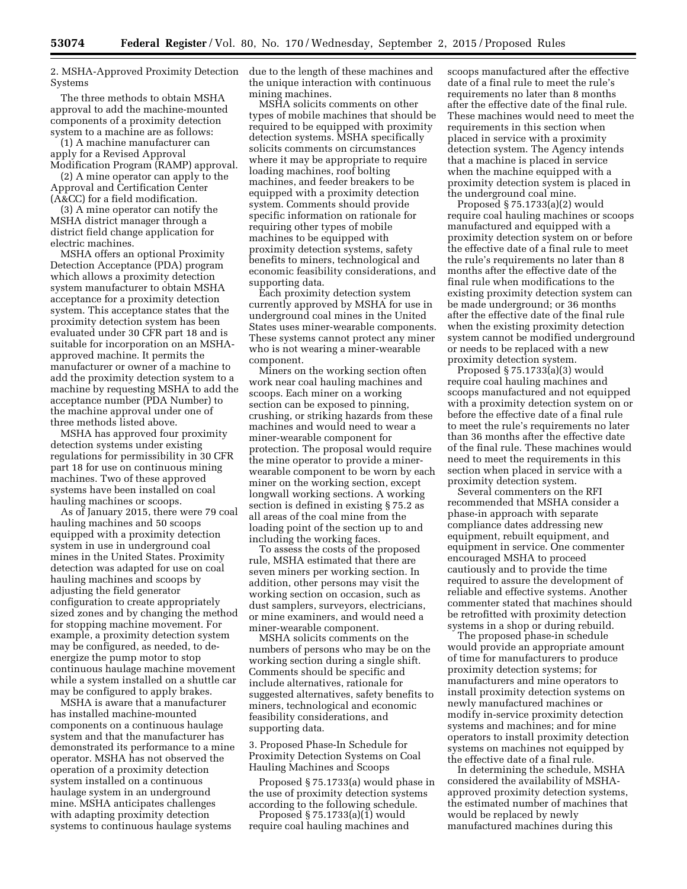2. MSHA-Approved Proximity Detection Systems

The three methods to obtain MSHA approval to add the machine-mounted components of a proximity detection system to a machine are as follows:

(1) A machine manufacturer can apply for a Revised Approval Modification Program (RAMP) approval.

(2) A mine operator can apply to the Approval and Certification Center (A&CC) for a field modification.

(3) A mine operator can notify the MSHA district manager through a district field change application for electric machines.

MSHA offers an optional Proximity Detection Acceptance (PDA) program which allows a proximity detection system manufacturer to obtain MSHA acceptance for a proximity detection system. This acceptance states that the proximity detection system has been evaluated under 30 CFR part 18 and is suitable for incorporation on an MSHA-approved machine. It permits the manufacturer or owner of a machine to add the proximity detection system to a machine by requesting MSHA to add the acceptance number (PDA Number) to the machine approval under one of three methods listed above.

MSHA has approved four proximity detection systems under existing regulations for permissibility in 30 CFR part 18 for use on continuous mining machines. Two of these approved systems have been installed on coal hauling machines or scoops.

As of January 2015, there were 79 coal hauling machines and 50 scoops equipped with a proximity detection system in use in underground coal mines in the United States. Proximity detection was adapted for use on coal hauling machines and scoops by adjusting the field generator configuration to create appropriately sized zones and by changing the method for stopping machine movement. For example, a proximity detection system may be configured, as needed, to de-energize the pump motor to stop continuous haulage machine movement while a system installed on a shuttle car may be configured to apply brakes.

MSHA is aware that a manufacturer has installed machine-mounted components on a continuous haulage system and that the manufacturer has demonstrated its performance to a mine operator. MSHA has not observed the operation of a proximity detection system installed on a continuous haulage system in an underground mine. MSHA anticipates challenges with adapting proximity detection systems to continuous haulage systems due to the length of these machines and the unique interaction with continuous mining machines.

MSHA solicits comments on other types of mobile machines that should be required to be equipped with proximity detection systems. MSHA specifically solicits comments on circumstances where it may be appropriate to require loading machines, roof bolting machines, and feeder breakers to be equipped with a proximity detection system. Comments should provide specific information on rationale for requiring other types of mobile machines to be equipped with proximity detection systems, safety benefits to miners, technological and economic feasibility considerations, and supporting data.

Each proximity detection system currently approved by MSHA for use in underground coal mines in the United States uses miner-wearable components. These systems cannot protect any miner who is not wearing a miner-wearable component.

Miners on the working section often work near coal hauling machines and scoops. Each miner on a working section can be exposed to pinning, crushing, or striking hazards from these machines and would need to wear a miner-wearable component for protection. The proposal would require the mine operator to provide a miner-wearable component to be worn by each miner on the working section, except longwall working sections. A working section is defined in existing § 75.2 as all areas of the coal mine from the loading point of the section up to and including the working faces.

To assess the costs of the proposed rule, MSHA estimated that there are seven miners per working section. In addition, other persons may visit the working section on occasion, such as dust samplers, surveyors, electricians, or mine examiners, and would need a miner-wearable component.

MSHA solicits comments on the numbers of persons who may be on the working section during a single shift. Comments should be specific and include alternatives, rationale for suggested alternatives, safety benefits to miners, technological and economic feasibility considerations, and supporting data.

3. Proposed Phase-In Schedule for Proximity Detection Systems on Coal Hauling Machines and Scoops

Proposed § 75.1733(a) would phase in the use of proximity detection systems according to the following schedule.

Proposed § 75.1733(a)(1) would require coal hauling machines and scoops manufactured after the effective date of a final rule to meet the rule's requirements no later than 8 months after the effective date of the final rule. These machines would need to meet the requirements in this section when placed in service with a proximity detection system. The Agency intends that a machine is placed in service when the machine equipped with a proximity detection system is placed in the underground coal mine.

Proposed § 75.1733(a)(2) would require coal hauling machines or scoops manufactured and equipped with a proximity detection system on or before the effective date of a final rule to meet the rule's requirements no later than 8 months after the effective date of the final rule when modifications to the existing proximity detection system can be made underground; or 36 months after the effective date of the final rule when the existing proximity detection system cannot be modified underground or needs to be replaced with a new proximity detection system.

Proposed § 75.1733(a)(3) would require coal hauling machines and scoops manufactured and not equipped with a proximity detection system on or before the effective date of a final rule to meet the rule's requirements no later than 36 months after the effective date of the final rule. These machines would need to meet the requirements in this section when placed in service with a proximity detection system.

Several commenters on the RFI recommended that MSHA consider a phase-in approach with separate compliance dates addressing new equipment, rebuilt equipment, and equipment in service. One commenter encouraged MSHA to proceed cautiously and to provide the time required to assure the development of reliable and effective systems. Another commenter stated that machines should be retrofitted with proximity detection systems in a shop or during rebuild.

The proposed phase-in schedule would provide an appropriate amount of time for manufacturers to produce proximity detection systems; for manufacturers and mine operators to install proximity detection systems on newly manufactured machines or modify in-service proximity detection systems and machines; and for mine operators to install proximity detection systems on machines not equipped by the effective date of a final rule.

In determining the schedule, MSHA considered the availability of MSHA-approved proximity detection systems, the estimated number of machines that would be replaced by newly manufactured machines during this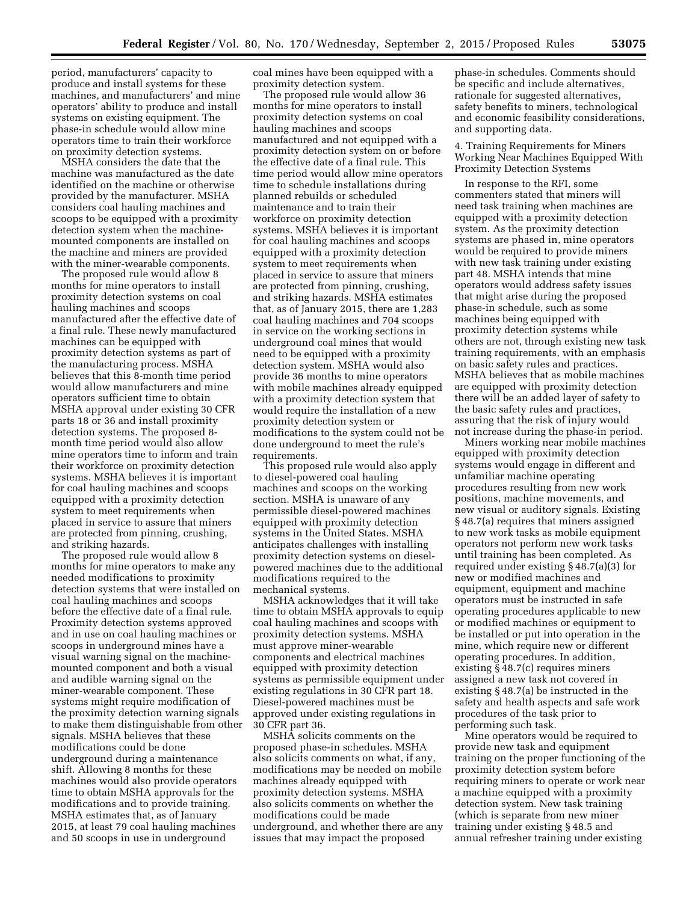period, manufacturers' capacity to produce and install systems for these machines, and manufacturers' and mine operators' ability to produce and install systems on existing equipment. The phase-in schedule would allow mine operators time to train their workforce on proximity detection systems.

MSHA considers the date that the machine was manufactured as the date identified on the machine or otherwise provided by the manufacturer. MSHA considers coal hauling machines and scoops to be equipped with a proximity detection system when the machine-mounted components are installed on the machine and miners are provided with the miner-wearable components.

The proposed rule would allow 8 months for mine operators to install proximity detection systems on coal hauling machines and scoops manufactured after the effective date of a final rule. These newly manufactured machines can be equipped with proximity detection systems as part of the manufacturing process. MSHA believes that this 8-month time period would allow manufacturers and mine operators sufficient time to obtain MSHA approval under existing 30 CFR parts 18 or 36 and install proximity detection systems. The proposed 8-month time period would also allow mine operators time to inform and train their workforce on proximity detection systems. MSHA believes it is important for coal hauling machines and scoops equipped with a proximity detection system to meet requirements when placed in service to assure that miners are protected from pinning, crushing, and striking hazards.

The proposed rule would allow 8 months for mine operators to make any needed modifications to proximity detection systems that were installed on coal hauling machines and scoops before the effective date of a final rule. Proximity detection systems approved and in use on coal hauling machines or scoops in underground mines have a visual warning signal on the machine-mounted component and both a visual and audible warning signal on the miner-wearable component. These systems might require modification of the proximity detection warning signals to make them distinguishable from other signals. MSHA believes that these modifications could be done underground during a maintenance shift. Allowing 8 months for these machines would also provide operators time to obtain MSHA approvals for the modifications and to provide training. MSHA estimates that, as of January 2015, at least 79 coal hauling machines and 50 scoops in use in underground coal mines have been equipped with a proximity detection system.

The proposed rule would allow 36 months for mine operators to install proximity detection systems on coal hauling machines and scoops manufactured and not equipped with a proximity detection system on or before the effective date of a final rule. This time period would allow mine operators time to schedule installations during planned rebuilds or scheduled maintenance and to train their workforce on proximity detection systems. MSHA believes it is important for coal hauling machines and scoops equipped with a proximity detection system to meet requirements when placed in service to assure that miners are protected from pinning, crushing, and striking hazards. MSHA estimates that, as of January 2015, there are 1,283 coal hauling machines and 704 scoops in service on the working sections in underground coal mines that would need to be equipped with a proximity detection system. MSHA would also provide 36 months to mine operators with mobile machines already equipped with a proximity detection system that would require the installation of a new proximity detection system or modifications to the system could not be done underground to meet the rule's requirements.

This proposed rule would also apply to diesel-powered coal hauling machines and scoops on the working section. MSHA is unaware of any permissible diesel-powered machines equipped with proximity detection systems in the United States. MSHA anticipates challenges with installing proximity detection systems on diesel-powered machines due to the additional modifications required to the mechanical systems.

MSHA acknowledges that it will take time to obtain MSHA approvals to equip coal hauling machines and scoops with proximity detection systems. MSHA must approve miner-wearable components and electrical machines equipped with proximity detection systems as permissible equipment under existing regulations in 30 CFR part 18. Diesel-powered machines must be approved under existing regulations in 30 CFR part 36.

MSHA solicits comments on the proposed phase-in schedules. MSHA also solicits comments on what, if any, modifications may be needed on mobile machines already equipped with proximity detection systems. MSHA also solicits comments on whether the modifications could be made underground, and whether there are any issues that may impact the proposed phase-in schedules. Comments should be specific and include alternatives, rationale for suggested alternatives, safety benefits to miners, technological and economic feasibility considerations, and supporting data.

4. Training Requirements for Miners Working Near Machines Equipped With Proximity Detection Systems

In response to the RFI, some commenters stated that miners will need task training when machines are equipped with a proximity detection system. As the proximity detection systems are phased in, mine operators would be required to provide miners with new task training under existing part 48. MSHA intends that mine operators would address safety issues that might arise during the proposed phase-in schedule, such as some machines being equipped with proximity detection systems while others are not, through existing new task training requirements, with an emphasis on basic safety rules and practices. MSHA believes that as mobile machines are equipped with proximity detection there will be an added layer of safety to the basic safety rules and practices, assuring that the risk of injury would not increase during the phase-in period.

Miners working near mobile machines equipped with proximity detection systems would engage in different and unfamiliar machine operating procedures resulting from new work positions, machine movements, and new visual or auditory signals. Existing § 48.7(a) requires that miners assigned to new work tasks as mobile equipment operators not perform new work tasks until training has been completed. As required under existing § 48.7(a)(3) for new or modified machines and equipment, equipment and machine operators must be instructed in safe operating procedures applicable to new or modified machines or equipment to be installed or put into operation in the mine, which require new or different operating procedures. In addition, existing § 48.7(c) requires miners assigned a new task not covered in existing § 48.7(a) be instructed in the safety and health aspects and safe work procedures of the task prior to performing such task.

Mine operators would be required to provide new task and equipment training on the proper functioning of the proximity detection system before requiring miners to operate or work near a machine equipped with a proximity detection system. New task training (which is separate from new miner training under existing § 48.5 and annual refresher training under existing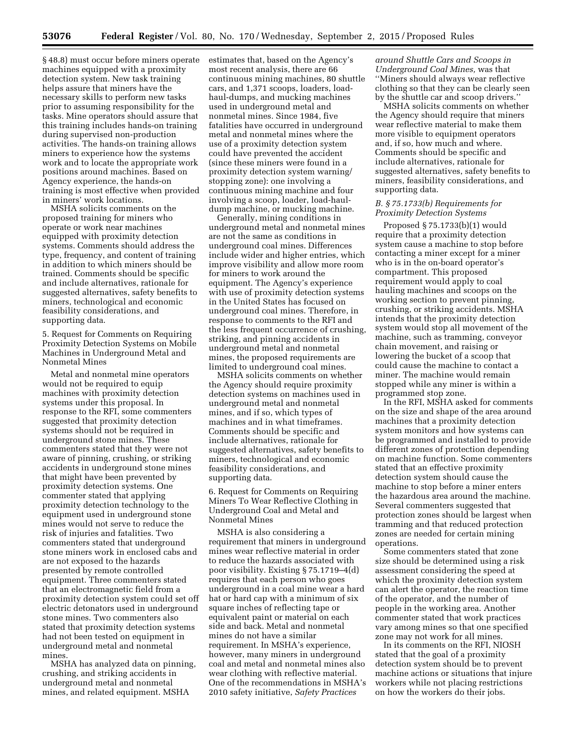§ 48.8) must occur before miners operate machines equipped with a proximity detection system. New task training helps assure that miners have the necessary skills to perform new tasks prior to assuming responsibility for the tasks. Mine operators should assure that this training includes hands-on training during supervised non-production activities. The hands-on training allows miners to experience how the systems work and to locate the appropriate work positions around machines. Based on Agency experience, the hands-on training is most effective when provided in miners' work locations.

MSHA solicits comments on the proposed training for miners who operate or work near machines equipped with proximity detection systems. Comments should address the type, frequency, and content of training in addition to which miners should be trained. Comments should be specific and include alternatives, rationale for suggested alternatives, safety benefits to miners, technological and economic feasibility considerations, and supporting data.

5. Request for Comments on Requiring Proximity Detection Systems on Mobile Machines in Underground Metal and Nonmetal Mines

Metal and nonmetal mine operators would not be required to equip machines with proximity detection systems under this proposal. In response to the RFI, some commenters suggested that proximity detection systems should not be required in underground stone mines. These commenters stated that they were not aware of pinning, crushing, or striking accidents in underground stone mines that might have been prevented by proximity detection systems. One commenter stated that applying proximity detection technology to the equipment used in underground stone mines would not serve to reduce the risk of injuries and fatalities. Two commenters stated that underground stone miners work in enclosed cabs and are not exposed to the hazards presented by remote controlled equipment. Three commenters stated that an electromagnetic field from a proximity detection system could set off electric detonators used in underground stone mines. Two commenters also stated that proximity detection systems had not been tested on equipment in underground metal and nonmetal mines.

MSHA has analyzed data on pinning, crushing, and striking accidents in underground metal and nonmetal mines, and related equipment. MSHA estimates that, based on the Agency's most recent analysis, there are 66 continuous mining machines, 80 shuttle cars, and 1,371 scoops, loaders, load-haul-dumps, and mucking machines used in underground metal and nonmetal mines. Since 1984, five fatalities have occurred in underground metal and nonmetal mines where the use of a proximity detection system could have prevented the accident (since these miners were found in a proximity detection system warning/stopping zone): one involving a continuous mining machine and four involving a scoop, loader, load-haul-dump machine, or mucking machine.

Generally, mining conditions in underground metal and nonmetal mines are not the same as conditions in underground coal mines. Differences include wider and higher entries, which improve visibility and allow more room for miners to work around the equipment. The Agency's experience with use of proximity detection systems in the United States has focused on underground coal mines. Therefore, in response to comments to the RFI and the less frequent occurrence of crushing, striking, and pinning accidents in underground metal and nonmetal mines, the proposed requirements are limited to underground coal mines.

MSHA solicits comments on whether the Agency should require proximity detection systems on machines used in underground metal and nonmetal mines, and if so, which types of machines and in what timeframes. Comments should be specific and include alternatives, rationale for suggested alternatives, safety benefits to miners, technological and economic feasibility considerations, and supporting data.

6. Request for Comments on Requiring Miners To Wear Reflective Clothing in Underground Coal and Metal and Nonmetal Mines

MSHA is also considering a requirement that miners in underground mines wear reflective material in order to reduce the hazards associated with poor visibility. Existing § 75.1719–4(d) requires that each person who goes underground in a coal mine wear a hard hat or hard cap with a minimum of six square inches of reflecting tape or equivalent paint or material on each side and back. Metal and nonmetal mines do not have a similar requirement. In MSHA's experience, however, many miners in underground coal and metal and nonmetal mines also wear clothing with reflective material. One of the recommendations in MSHA's 2010 safety initiative, *Safety Practices around Shuttle Cars and Scoops in Underground Coal Mines,* was that ''Miners should always wear reflective clothing so that they can be clearly seen by the shuttle car and scoop drivers.''

MSHA solicits comments on whether the Agency should require that miners wear reflective material to make them more visible to equipment operators and, if so, how much and where. Comments should be specific and include alternatives, rationale for suggested alternatives, safety benefits to miners, feasibility considerations, and supporting data.

### *B. § 75.1733(b) Requirements for Proximity Detection Systems*

Proposed § 75.1733(b)(1) would require that a proximity detection system cause a machine to stop before contacting a miner except for a miner who is in the on-board operator's compartment. This proposed requirement would apply to coal hauling machines and scoops on the working section to prevent pinning, crushing, or striking accidents. MSHA intends that the proximity detection system would stop all movement of the machine, such as tramming, conveyor chain movement, and raising or lowering the bucket of a scoop that could cause the machine to contact a miner. The machine would remain stopped while any miner is within a programmed stop zone.

In the RFI, MSHA asked for comments on the size and shape of the area around machines that a proximity detection system monitors and how systems can be programmed and installed to provide different zones of protection depending on machine function. Some commenters stated that an effective proximity detection system should cause the machine to stop before a miner enters the hazardous area around the machine. Several commenters suggested that protection zones should be largest when tramming and that reduced protection zones are needed for certain mining operations.

Some commenters stated that zone size should be determined using a risk assessment considering the speed at which the proximity detection system can alert the operator, the reaction time of the operator, and the number of people in the working area. Another commenter stated that work practices vary among mines so that one specified zone may not work for all mines.

In its comments on the RFI, NIOSH stated that the goal of a proximity detection system should be to prevent machine actions or situations that injure workers while not placing restrictions on how the workers do their jobs.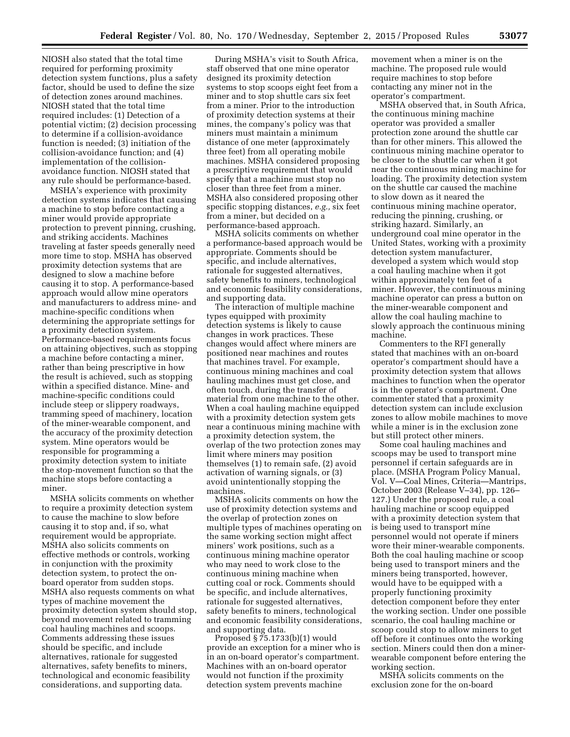NIOSH also stated that the total time required for performing proximity detection system functions, plus a safety factor, should be used to define the size of detection zones around machines. NIOSH stated that the total time required includes: (1) Detection of a potential victim; (2) decision processing to determine if a collision-avoidance function is needed; (3) initiation of the collision-avoidance function; and (4) implementation of the collision-avoidance function. NIOSH stated that any rule should be performance-based.

MSHA's experience with proximity detection systems indicates that causing a machine to stop before contacting a miner would provide appropriate protection to prevent pinning, crushing, and striking accidents. Machines traveling at faster speeds generally need more time to stop. MSHA has observed proximity detection systems that are designed to slow a machine before causing it to stop. A performance-based approach would allow mine operators and manufacturers to address mine- and machine-specific conditions when determining the appropriate settings for a proximity detection system. Performance-based requirements focus on attaining objectives, such as stopping a machine before contacting a miner, rather than being prescriptive in how the result is achieved, such as stopping within a specified distance. Mine- and machine-specific conditions could include steep or slippery roadways, tramming speed of machinery, location of the miner-wearable component, and the accuracy of the proximity detection system. Mine operators would be responsible for programming a proximity detection system to initiate the stop-movement function so that the machine stops before contacting a miner.

MSHA solicits comments on whether to require a proximity detection system to cause the machine to slow before causing it to stop and, if so, what requirement would be appropriate. MSHA also solicits comments on effective methods or controls, working in conjunction with the proximity detection system, to protect the on-board operator from sudden stops. MSHA also requests comments on what types of machine movement the proximity detection system should stop, beyond movement related to tramming coal hauling machines and scoops. Comments addressing these issues should be specific, and include alternatives, rationale for suggested alternatives, safety benefits to miners, technological and economic feasibility considerations, and supporting data.

During MSHA's visit to South Africa, staff observed that one mine operator designed its proximity detection systems to stop scoops eight feet from a miner and to stop shuttle cars six feet from a miner. Prior to the introduction of proximity detection systems at their mines, the company's policy was that miners must maintain a minimum distance of one meter (approximately three feet) from all operating mobile machines. MSHA considered proposing a prescriptive requirement that would specify that a machine must stop no closer than three feet from a miner. MSHA also considered proposing other specific stopping distances, *e.g.,* six feet from a miner, but decided on a performance-based approach.

MSHA solicits comments on whether a performance-based approach would be appropriate. Comments should be specific, and include alternatives, rationale for suggested alternatives, safety benefits to miners, technological and economic feasibility considerations, and supporting data.

The interaction of multiple machine types equipped with proximity detection systems is likely to cause changes in work practices. These changes would affect where miners are positioned near machines and routes that machines travel. For example, continuous mining machines and coal hauling machines must get close, and often touch, during the transfer of material from one machine to the other. When a coal hauling machine equipped with a proximity detection system gets near a continuous mining machine with a proximity detection system, the overlap of the two protection zones may limit where miners may position themselves (1) to remain safe, (2) avoid activation of warning signals, or (3) avoid unintentionally stopping the machines.

MSHA solicits comments on how the use of proximity detection systems and the overlap of protection zones on multiple types of machines operating on the same working section might affect miners' work positions, such as a continuous mining machine operator who may need to work close to the continuous mining machine when cutting coal or rock. Comments should be specific, and include alternatives, rationale for suggested alternatives, safety benefits to miners, technological and economic feasibility considerations, and supporting data.

Proposed § 75.1733(b)(1) would provide an exception for a miner who is in an on-board operator's compartment. Machines with an on-board operator would not function if the proximity detection system prevents machine movement when a miner is on the machine. The proposed rule would require machines to stop before contacting any miner not in the operator's compartment.

MSHA observed that, in South Africa, the continuous mining machine operator was provided a smaller protection zone around the shuttle car than for other miners. This allowed the continuous mining machine operator to be closer to the shuttle car when it got near the continuous mining machine for loading. The proximity detection system on the shuttle car caused the machine to slow down as it neared the continuous mining machine operator, reducing the pinning, crushing, or striking hazard. Similarly, an underground coal mine operator in the United States, working with a proximity detection system manufacturer, developed a system which would stop a coal hauling machine when it got within approximately ten feet of a miner. However, the continuous mining machine operator can press a button on the miner-wearable component and allow the coal hauling machine to slowly approach the continuous mining machine.

Commenters to the RFI generally stated that machines with an on-board operator's compartment should have a proximity detection system that allows machines to function when the operator is in the operator's compartment. One commenter stated that a proximity detection system can include exclusion zones to allow mobile machines to move while a miner is in the exclusion zone but still protect other miners.

Some coal hauling machines and scoops may be used to transport mine personnel if certain safeguards are in place. (MSHA Program Policy Manual, Vol. V—Coal Mines, Criteria—Mantrips, October 2003 (Release V–34), pp. 126–127.) Under the proposed rule, a coal hauling machine or scoop equipped with a proximity detection system that is being used to transport mine personnel would not operate if miners wore their miner-wearable components. Both the coal hauling machine or scoop being used to transport miners and the miners being transported, however, would have to be equipped with a properly functioning proximity detection component before they enter the working section. Under one possible scenario, the coal hauling machine or scoop could stop to allow miners to get off before it continues onto the working section. Miners could then don a miner-wearable component before entering the working section.

MSHA solicits comments on the exclusion zone for the on-board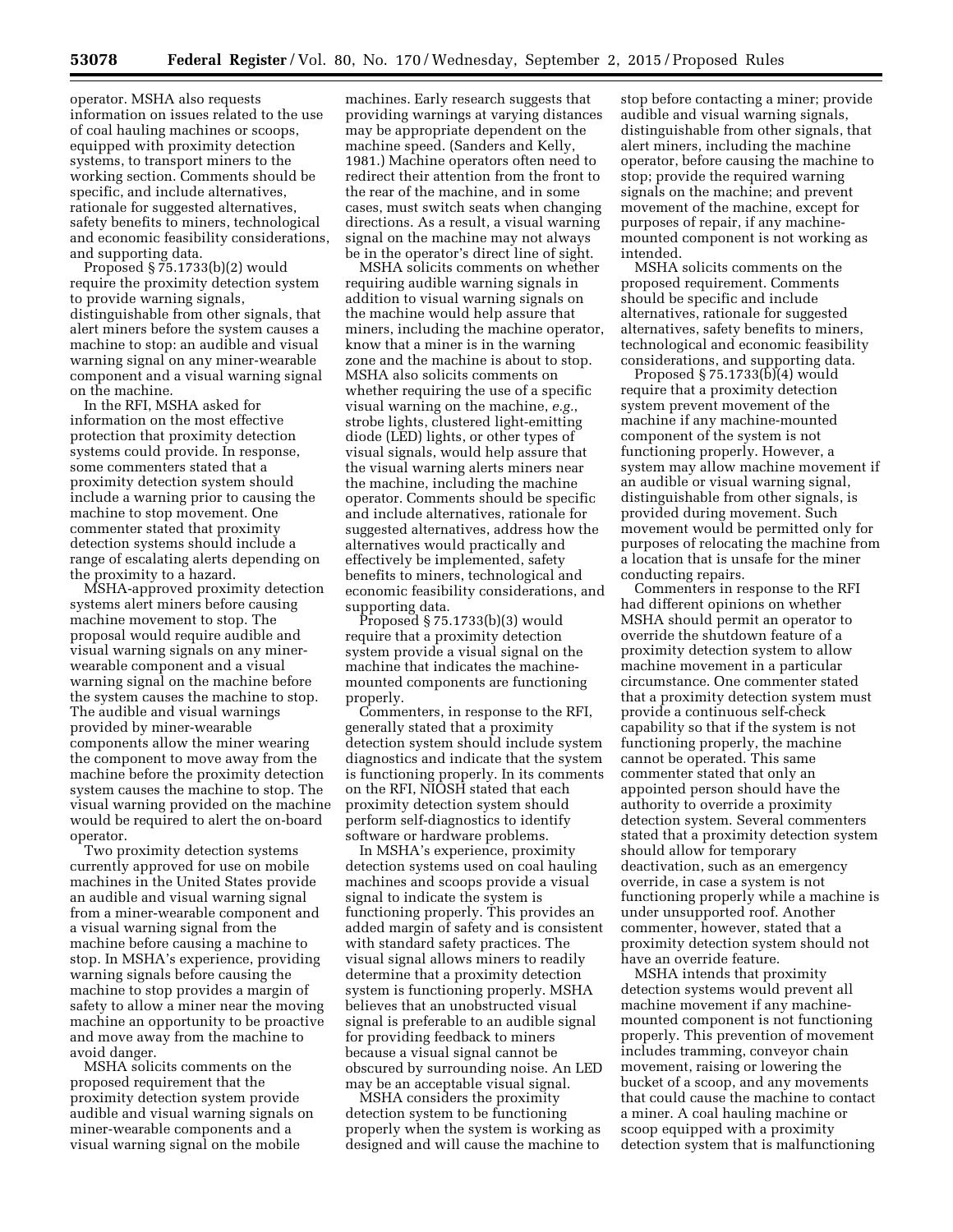operator. MSHA also requests information on issues related to the use of coal hauling machines or scoops, equipped with proximity detection systems, to transport miners to the working section. Comments should be specific, and include alternatives, rationale for suggested alternatives, safety benefits to miners, technological and economic feasibility considerations, and supporting data.

Proposed § 75.1733(b)(2) would require the proximity detection system to provide warning signals, distinguishable from other signals, that alert miners before the system causes a machine to stop: an audible and visual warning signal on any miner-wearable component and a visual warning signal on the machine.

In the RFI, MSHA asked for information on the most effective protection that proximity detection systems could provide. In response, some commenters stated that a proximity detection system should include a warning prior to causing the machine to stop movement. One commenter stated that proximity detection systems should include a range of escalating alerts depending on the proximity to a hazard.

MSHA-approved proximity detection systems alert miners before causing machine movement to stop. The proposal would require audible and visual warning signals on any miner-wearable component and a visual warning signal on the machine before the system causes the machine to stop. The audible and visual warnings provided by miner-wearable components allow the miner wearing the component to move away from the machine before the proximity detection system causes the machine to stop. The visual warning provided on the machine would be required to alert the on-board operator.

Two proximity detection systems currently approved for use on mobile machines in the United States provide an audible and visual warning signal from a miner-wearable component and a visual warning signal from the machine before causing a machine to stop. In MSHA's experience, providing warning signals before causing the machine to stop provides a margin of safety to allow a miner near the moving machine an opportunity to be proactive and move away from the machine to avoid danger.

MSHA solicits comments on the proposed requirement that the proximity detection system provide audible and visual warning signals on miner-wearable components and a visual warning signal on the mobile machines. Early research suggests that providing warnings at varying distances may be appropriate dependent on the machine speed. (Sanders and Kelly, 1981.) Machine operators often need to redirect their attention from the front to the rear of the machine, and in some cases, must switch seats when changing directions. As a result, a visual warning signal on the machine may not always be in the operator's direct line of sight.

MSHA solicits comments on whether requiring audible warning signals in addition to visual warning signals on the machine would help assure that miners, including the machine operator, know that a miner is in the warning zone and the machine is about to stop. MSHA also solicits comments on whether requiring the use of a specific visual warning on the machine, *e.g.*, strobe lights, clustered light-emitting diode (LED) lights, or other types of visual signals, would help assure that the visual warning alerts miners near the machine, including the machine operator. Comments should be specific and include alternatives, rationale for suggested alternatives, address how the alternatives would practically and effectively be implemented, safety benefits to miners, technological and economic feasibility considerations, and supporting data.

Proposed § 75.1733(b)(3) would require that a proximity detection system provide a visual signal on the machine that indicates the machine-mounted components are functioning properly.

Commenters, in response to the RFI, generally stated that a proximity detection system should include system diagnostics and indicate that the system is functioning properly. In its comments on the RFI, NIOSH stated that each proximity detection system should perform self-diagnostics to identify software or hardware problems.

In MSHA's experience, proximity detection systems used on coal hauling machines and scoops provide a visual signal to indicate the system is functioning properly. This provides an added margin of safety and is consistent with standard safety practices. The visual signal allows miners to readily determine that a proximity detection system is functioning properly. MSHA believes that an unobstructed visual signal is preferable to an audible signal for providing feedback to miners because a visual signal cannot be obscured by surrounding noise. An LED may be an acceptable visual signal.

MSHA considers the proximity detection system to be functioning properly when the system is working as designed and will cause the machine to stop before contacting a miner; provide audible and visual warning signals, distinguishable from other signals, that alert miners, including the machine operator, before causing the machine to stop; provide the required warning signals on the machine; and prevent movement of the machine, except for purposes of repair, if any machine-mounted component is not working as intended.

MSHA solicits comments on the proposed requirement. Comments should be specific and include alternatives, rationale for suggested alternatives, safety benefits to miners, technological and economic feasibility considerations, and supporting data.

Proposed § 75.1733(b)(4) would require that a proximity detection system prevent movement of the machine if any machine-mounted component of the system is not functioning properly. However, a system may allow machine movement if an audible or visual warning signal, distinguishable from other signals, is provided during movement. Such movement would be permitted only for purposes of relocating the machine from a location that is unsafe for the miner conducting repairs.

Commenters in response to the RFI had different opinions on whether MSHA should permit an operator to override the shutdown feature of a proximity detection system to allow machine movement in a particular circumstance. One commenter stated that a proximity detection system must provide a continuous self-check capability so that if the system is not functioning properly, the machine cannot be operated. This same commenter stated that only an appointed person should have the authority to override a proximity detection system. Several commenters stated that a proximity detection system should allow for temporary deactivation, such as an emergency override, in case a system is not functioning properly while a machine is under unsupported roof. Another commenter, however, stated that a proximity detection system should not have an override feature.

MSHA intends that proximity detection systems would prevent all machine movement if any machine-mounted component is not functioning properly. This prevention of movement includes tramming, conveyor chain movement, raising or lowering the bucket of a scoop, and any movements that could cause the machine to contact a miner. A coal hauling machine or scoop equipped with a proximity detection system that is malfunctioning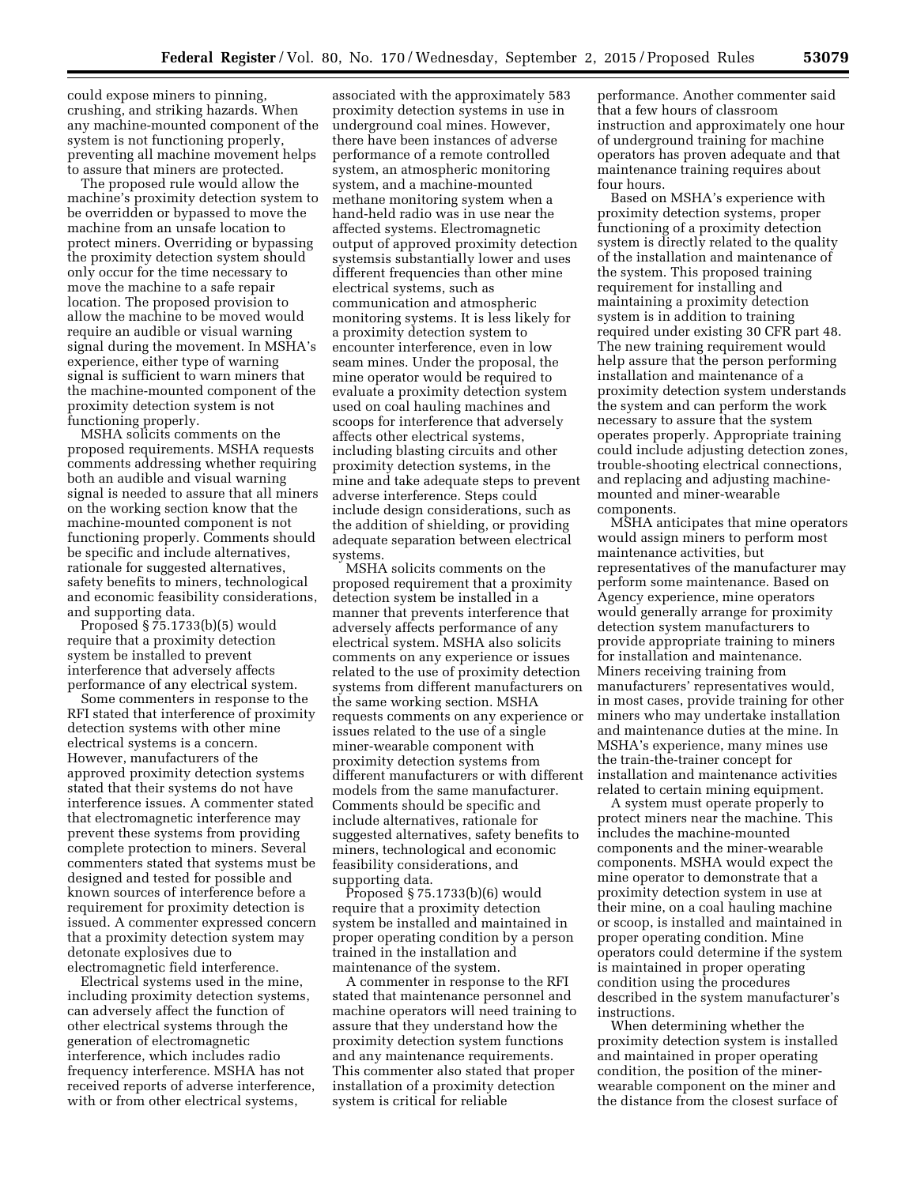could expose miners to pinning, crushing, and striking hazards. When any machine-mounted component of the system is not functioning properly, preventing all machine movement helps to assure that miners are protected.

The proposed rule would allow the machine's proximity detection system to be overridden or bypassed to move the machine from an unsafe location to protect miners. Overriding or bypassing the proximity detection system should only occur for the time necessary to move the machine to a safe repair location. The proposed provision to allow the machine to be moved would require an audible or visual warning signal during the movement. In MSHA's experience, either type of warning signal is sufficient to warn miners that the machine-mounted component of the proximity detection system is not functioning properly.

MSHA solicits comments on the proposed requirements. MSHA requests comments addressing whether requiring both an audible and visual warning signal is needed to assure that all miners on the working section know that the machine-mounted component is not functioning properly. Comments should be specific and include alternatives, rationale for suggested alternatives, safety benefits to miners, technological and economic feasibility considerations, and supporting data.

Proposed § 75.1733(b)(5) would require that a proximity detection system be installed to prevent interference that adversely affects performance of any electrical system.

Some commenters in response to the RFI stated that interference of proximity detection systems with other mine electrical systems is a concern. However, manufacturers of the approved proximity detection systems stated that their systems do not have interference issues. A commenter stated that electromagnetic interference may prevent these systems from providing complete protection to miners. Several commenters stated that systems must be designed and tested for possible and known sources of interference before a requirement for proximity detection is issued. A commenter expressed concern that a proximity detection system may detonate explosives due to electromagnetic field interference.

Electrical systems used in the mine, including proximity detection systems, can adversely affect the function of other electrical systems through the generation of electromagnetic interference, which includes radio frequency interference. MSHA has not received reports of adverse interference, with or from other electrical systems, associated with the approximately 583 proximity detection systems in use in underground coal mines. However, there have been instances of adverse performance of a remote controlled system, an atmospheric monitoring system, and a machine-mounted methane monitoring system when a hand-held radio was in use near the affected systems. Electromagnetic output of approved proximity detection systemsis substantially lower and uses different frequencies than other mine electrical systems, such as communication and atmospheric monitoring systems. It is less likely for a proximity detection system to encounter interference, even in low seam mines. Under the proposal, the mine operator would be required to evaluate a proximity detection system used on coal hauling machines and scoops for interference that adversely affects other electrical systems, including blasting circuits and other proximity detection systems, in the mine and take adequate steps to prevent adverse interference. Steps could include design considerations, such as the addition of shielding, or providing adequate separation between electrical systems.

MSHA solicits comments on the proposed requirement that a proximity detection system be installed in a manner that prevents interference that adversely affects performance of any electrical system. MSHA also solicits comments on any experience or issues related to the use of proximity detection systems from different manufacturers on the same working section. MSHA requests comments on any experience or issues related to the use of a single miner-wearable component with proximity detection systems from different manufacturers or with different models from the same manufacturer. Comments should be specific and include alternatives, rationale for suggested alternatives, safety benefits to miners, technological and economic feasibility considerations, and supporting data.

Proposed § 75.1733(b)(6) would require that a proximity detection system be installed and maintained in proper operating condition by a person trained in the installation and maintenance of the system.

A commenter in response to the RFI stated that maintenance personnel and machine operators will need training to assure that they understand how the proximity detection system functions and any maintenance requirements. This commenter also stated that proper installation of a proximity detection system is critical for reliable performance. Another commenter said that a few hours of classroom instruction and approximately one hour of underground training for machine operators has proven adequate and that maintenance training requires about four hours.

Based on MSHA's experience with proximity detection systems, proper functioning of a proximity detection system is directly related to the quality of the installation and maintenance of the system. This proposed training requirement for installing and maintaining a proximity detection system is in addition to training required under existing 30 CFR part 48. The new training requirement would help assure that the person performing installation and maintenance of a proximity detection system understands the system and can perform the work necessary to assure that the system operates properly. Appropriate training could include adjusting detection zones, trouble-shooting electrical connections, and replacing and adjusting machine-mounted and miner-wearable components.

MSHA anticipates that mine operators would assign miners to perform most maintenance activities, but representatives of the manufacturer may perform some maintenance. Based on Agency experience, mine operators would generally arrange for proximity detection system manufacturers to provide appropriate training to miners for installation and maintenance. Miners receiving training from manufacturers' representatives would, in most cases, provide training for other miners who may undertake installation and maintenance duties at the mine. In MSHA's experience, many mines use the train-the-trainer concept for installation and maintenance activities related to certain mining equipment.

A system must operate properly to protect miners near the machine. This includes the machine-mounted components and the miner-wearable components. MSHA would expect the mine operator to demonstrate that a proximity detection system in use at their mine, on a coal hauling machine or scoop, is installed and maintained in proper operating condition. Mine operators could determine if the system is maintained in proper operating condition using the procedures described in the system manufacturer's instructions.

When determining whether the proximity detection system is installed and maintained in proper operating condition, the position of the miner-wearable component on the miner and the distance from the closest surface of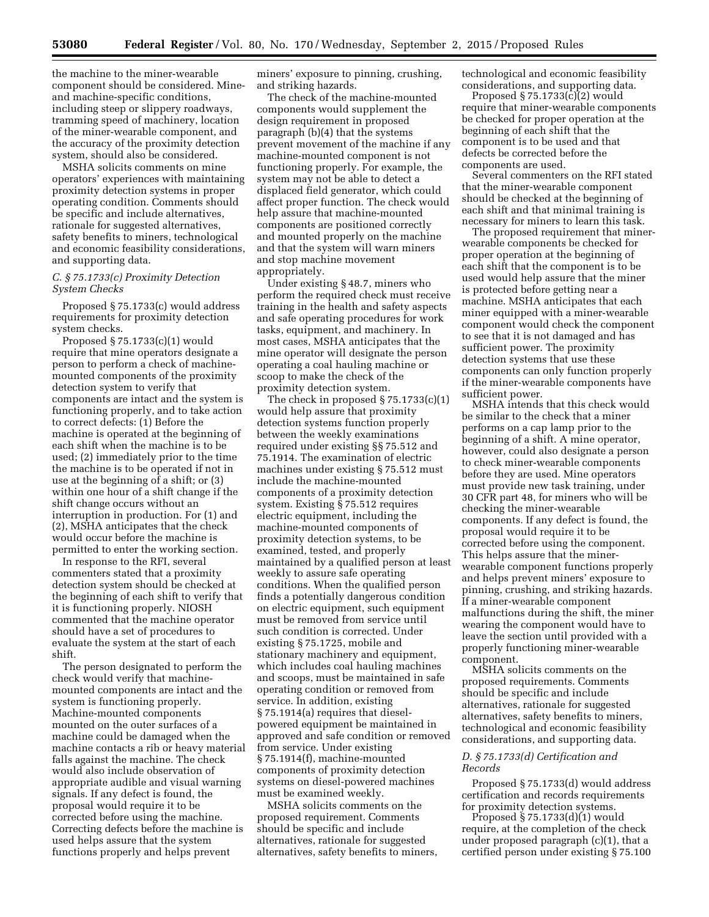the machine to the miner-wearable component should be considered. Mine- and machine-specific conditions, including steep or slippery roadways, tramming speed of machinery, location of the miner-wearable component, and the accuracy of the proximity detection system, should also be considered.

MSHA solicits comments on mine operators' experiences with maintaining proximity detection systems in proper operating condition. Comments should be specific and include alternatives, rationale for suggested alternatives, safety benefits to miners, technological and economic feasibility considerations, and supporting data.

### *C. § 75.1733(c) Proximity Detection System Checks*

Proposed § 75.1733(c) would address requirements for proximity detection system checks.

Proposed § 75.1733(c)(1) would require that mine operators designate a person to perform a check of machine-mounted components of the proximity detection system to verify that components are intact and the system is functioning properly, and to take action to correct defects: (1) Before the machine is operated at the beginning of each shift when the machine is to be used; (2) immediately prior to the time the machine is to be operated if not in use at the beginning of a shift; or (3) within one hour of a shift change if the shift change occurs without an interruption in production. For (1) and (2), MSHA anticipates that the check would occur before the machine is permitted to enter the working section.

In response to the RFI, several commenters stated that a proximity detection system should be checked at the beginning of each shift to verify that it is functioning properly. NIOSH commented that the mine operator should have a set of procedures to evaluate the system at the start of each shift.

The person designated to perform the check would verify that machine-mounted components are intact and the system is functioning properly. Machine-mounted components mounted on the outer surfaces of a machine could be damaged when the machine contacts a rib or heavy material falls against the machine. The check would also include observation of appropriate audible and visual warning signals. If any defect is found, the proposal would require it to be corrected before using the machine. Correcting defects before the machine is used helps assure that the system functions properly and helps prevent miners' exposure to pinning, crushing, and striking hazards.

The check of the machine-mounted components would supplement the design requirement in proposed paragraph (b)(4) that the systems prevent movement of the machine if any machine-mounted component is not functioning properly. For example, the system may not be able to detect a displaced field generator, which could affect proper function. The check would help assure that machine-mounted components are positioned correctly and mounted properly on the machine and that the system will warn miners and stop machine movement appropriately.

Under existing § 48.7, miners who perform the required check must receive training in the health and safety aspects and safe operating procedures for work tasks, equipment, and machinery. In most cases, MSHA anticipates that the mine operator will designate the person operating a coal hauling machine or scoop to make the check of the proximity detection system.

The check in proposed § 75.1733(c)(1) would help assure that proximity detection systems function properly between the weekly examinations required under existing §§ 75.512 and 75.1914. The examination of electric machines under existing § 75.512 must include the machine-mounted components of a proximity detection system. Existing § 75.512 requires electric equipment, including the machine-mounted components of proximity detection systems, to be examined, tested, and properly maintained by a qualified person at least weekly to assure safe operating conditions. When the qualified person finds a potentially dangerous condition on electric equipment, such equipment must be removed from service until such condition is corrected. Under existing § 75.1725, mobile and stationary machinery and equipment, which includes coal hauling machines and scoops, must be maintained in safe operating condition or removed from service. In addition, existing § 75.1914(a) requires that diesel-powered equipment be maintained in approved and safe condition or removed from service. Under existing § 75.1914(f), machine-mounted components of proximity detection systems on diesel-powered machines must be examined weekly.

MSHA solicits comments on the proposed requirement. Comments should be specific and include alternatives, rationale for suggested alternatives, safety benefits to miners, technological and economic feasibility considerations, and supporting data.

Proposed § 75.1733(c)(2) would require that miner-wearable components be checked for proper operation at the beginning of each shift that the component is to be used and that defects be corrected before the components are used.

Several commenters on the RFI stated that the miner-wearable component should be checked at the beginning of each shift and that minimal training is necessary for miners to learn this task.

The proposed requirement that miner-wearable components be checked for proper operation at the beginning of each shift that the component is to be used would help assure that the miner is protected before getting near a machine. MSHA anticipates that each miner equipped with a miner-wearable component would check the component to see that it is not damaged and has sufficient power. The proximity detection systems that use these components can only function properly if the miner-wearable components have sufficient power.

MSHA intends that this check would be similar to the check that a miner performs on a cap lamp prior to the beginning of a shift. A mine operator, however, could also designate a person to check miner-wearable components before they are used. Mine operators must provide new task training, under 30 CFR part 48, for miners who will be checking the miner-wearable components. If any defect is found, the proposal would require it to be corrected before using the component. This helps assure that the miner-wearable component functions properly and helps prevent miners' exposure to pinning, crushing, and striking hazards. If a miner-wearable component malfunctions during the shift, the miner wearing the component would have to leave the section until provided with a properly functioning miner-wearable component.

MSHA solicits comments on the proposed requirements. Comments should be specific and include alternatives, rationale for suggested alternatives, safety benefits to miners, technological and economic feasibility considerations, and supporting data.

### *D. § 75.1733(d) Certification and Records*

Proposed § 75.1733(d) would address certification and records requirements for proximity detection systems.

Proposed § 75.1733(d)(1) would require, at the completion of the check under proposed paragraph (c)(1), that a certified person under existing § 75.100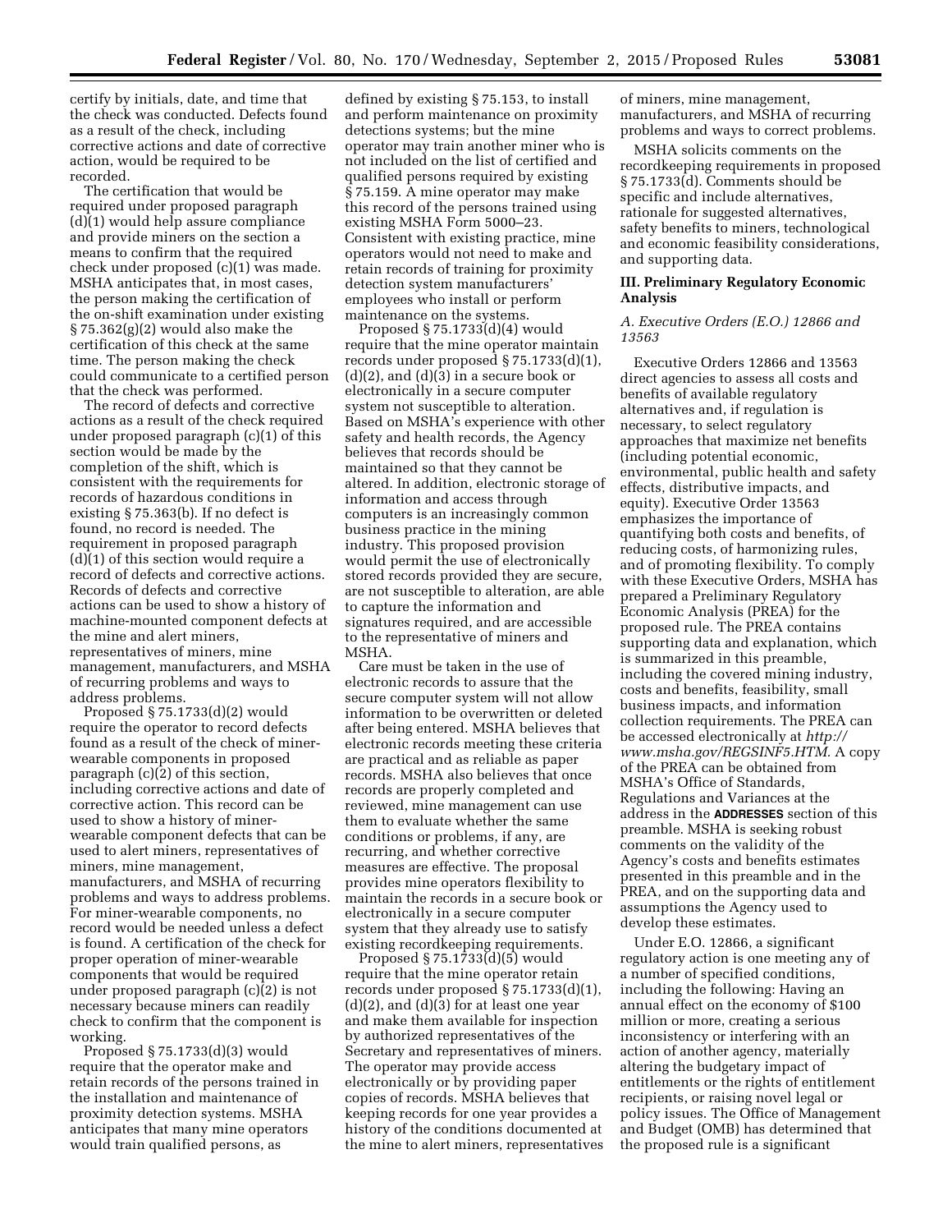certify by initials, date, and time that the check was conducted. Defects found as a result of the check, including corrective actions and date of corrective action, would be required to be recorded.

The certification that would be required under proposed paragraph (d)(1) would help assure compliance and provide miners on the section a means to confirm that the required check under proposed (c)(1) was made. MSHA anticipates that, in most cases, the person making the certification of the on-shift examination under existing § 75.362(g)(2) would also make the certification of this check at the same time. The person making the check could communicate to a certified person that the check was performed.

The record of defects and corrective actions as a result of the check required under proposed paragraph (c)(1) of this section would be made by the completion of the shift, which is consistent with the requirements for records of hazardous conditions in existing § 75.363(b). If no defect is found, no record is needed. The requirement in proposed paragraph (d)(1) of this section would require a record of defects and corrective actions. Records of defects and corrective actions can be used to show a history of machine-mounted component defects at the mine and alert miners, representatives of miners, mine management, manufacturers, and MSHA of recurring problems and ways to address problems.

Proposed § 75.1733(d)(2) would require the operator to record defects found as a result of the check of miner-wearable components in proposed paragraph (c)(2) of this section, including corrective actions and date of corrective action. This record can be used to show a history of miner-wearable component defects that can be used to alert miners, representatives of miners, mine management, manufacturers, and MSHA of recurring problems and ways to address problems. For miner-wearable components, no record would be needed unless a defect is found. A certification of the check for proper operation of miner-wearable components that would be required under proposed paragraph (c)(2) is not necessary because miners can readily check to confirm that the component is working.

Proposed § 75.1733(d)(3) would require that the operator make and retain records of the persons trained in the installation and maintenance of proximity detection systems. MSHA anticipates that many mine operators would train qualified persons, as defined by existing § 75.153, to install and perform maintenance on proximity detections systems; but the mine operator may train another miner who is not included on the list of certified and qualified persons required by existing § 75.159. A mine operator may make this record of the persons trained using existing MSHA Form 5000–23. Consistent with existing practice, mine operators would not need to make and retain records of training for proximity detection system manufacturers' employees who install or perform maintenance on the systems.

Proposed § 75.1733(d)(4) would require that the mine operator maintain records under proposed § 75.1733(d)(1), (d)(2), and (d)(3) in a secure book or electronically in a secure computer system not susceptible to alteration. Based on MSHA's experience with other safety and health records, the Agency believes that records should be maintained so that they cannot be altered. In addition, electronic storage of information and access through computers is an increasingly common business practice in the mining industry. This proposed provision would permit the use of electronically stored records provided they are secure, are not susceptible to alteration, are able to capture the information and signatures required, and are accessible to the representative of miners and MSHA.

Care must be taken in the use of electronic records to assure that the secure computer system will not allow information to be overwritten or deleted after being entered. MSHA believes that electronic records meeting these criteria are practical and as reliable as paper records. MSHA also believes that once records are properly completed and reviewed, mine management can use them to evaluate whether the same conditions or problems, if any, are recurring, and whether corrective measures are effective. The proposal provides mine operators flexibility to maintain the records in a secure book or electronically in a secure computer system that they already use to satisfy existing recordkeeping requirements.

Proposed § 75.1733(d)(5) would require that the mine operator retain records under proposed § 75.1733(d)(1), (d)(2), and (d)(3) for at least one year and make them available for inspection by authorized representatives of the Secretary and representatives of miners. The operator may provide access electronically or by providing paper copies of records. MSHA believes that keeping records for one year provides a history of the conditions documented at the mine to alert miners, representatives of miners, mine management, manufacturers, and MSHA of recurring problems and ways to correct problems.

MSHA solicits comments on the recordkeeping requirements in proposed § 75.1733(d). Comments should be specific and include alternatives, rationale for suggested alternatives, safety benefits to miners, technological and economic feasibility considerations, and supporting data.

## III. Preliminary Regulatory Economic Analysis

### *A. Executive Orders (E.O.) 12866 and 13563*

Executive Orders 12866 and 13563 direct agencies to assess all costs and benefits of available regulatory alternatives and, if regulation is necessary, to select regulatory approaches that maximize net benefits (including potential economic, environmental, public health and safety effects, distributive impacts, and equity). Executive Order 13563 emphasizes the importance of quantifying both costs and benefits, of reducing costs, of harmonizing rules, and of promoting flexibility. To comply with these Executive Orders, MSHA has prepared a Preliminary Regulatory Economic Analysis (PREA) for the proposed rule. The PREA contains supporting data and explanation, which is summarized in this preamble, including the covered mining industry, costs and benefits, feasibility, small business impacts, and information collection requirements. The PREA can be accessed electronically at *http://www.msha.gov/REGSINF5.HTM.* A copy of the PREA can be obtained from MSHA's Office of Standards, Regulations and Variances at the address in the **ADDRESSES** section of this preamble. MSHA is seeking robust comments on the validity of the Agency's costs and benefits estimates presented in this preamble and in the PREA, and on the supporting data and assumptions the Agency used to develop these estimates.

Under E.O. 12866, a significant regulatory action is one meeting any of a number of specified conditions, including the following: Having an annual effect on the economy of $100 million or more, creating a serious inconsistency or interfering with an action of another agency, materially altering the budgetary impact of entitlements or the rights of entitlement recipients, or raising novel legal or policy issues. The Office of Management and Budget (OMB) has determined that the proposed rule is a significant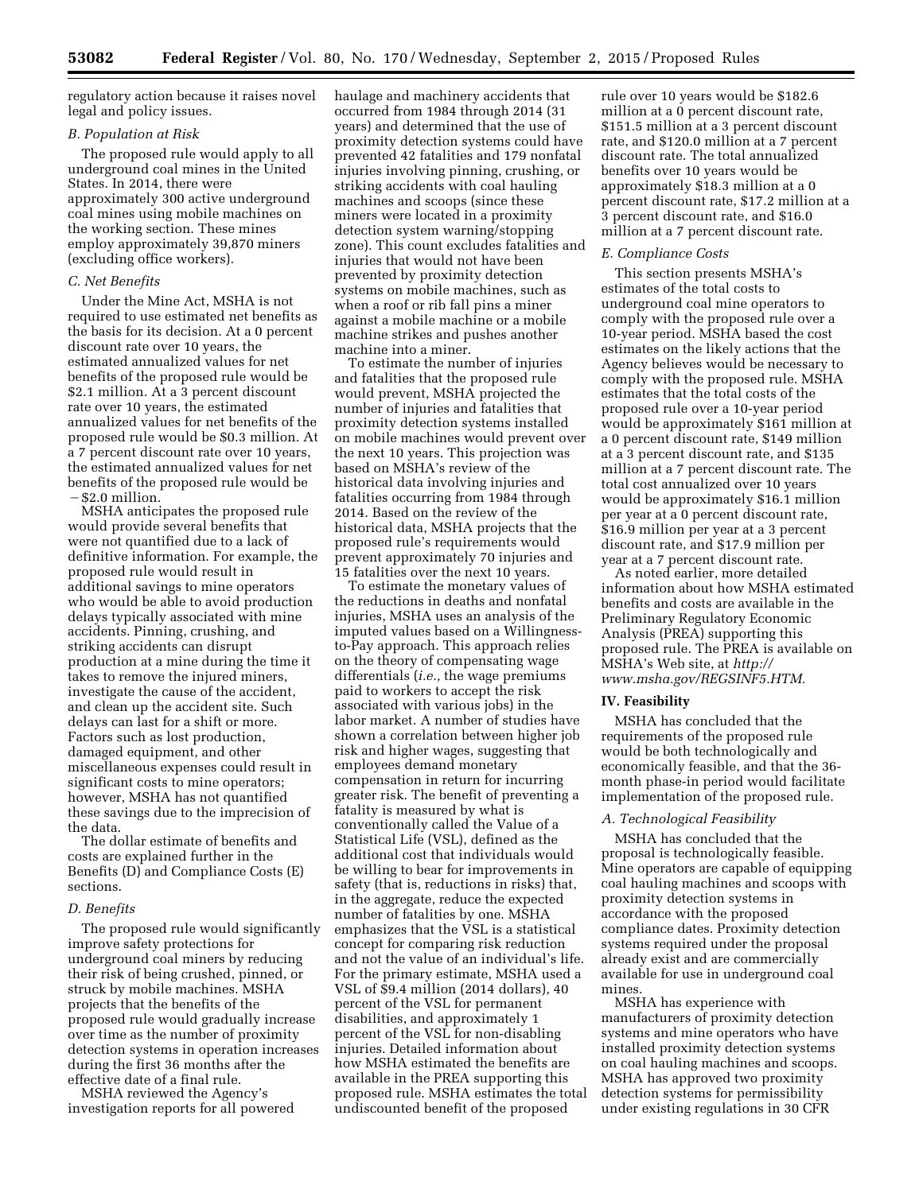regulatory action because it raises novel legal and policy issues.

### *B. Population at Risk*

The proposed rule would apply to all underground coal mines in the United States. In 2014, there were approximately 300 active underground coal mines using mobile machines on the working section. These mines employ approximately 39,870 miners (excluding office workers).

### *C. Net Benefits*

Under the Mine Act, MSHA is not required to use estimated net benefits as the basis for its decision. At a 0 percent discount rate over 10 years, the estimated annualized values for net benefits of the proposed rule would be $2.1 million. At a 3 percent discount rate over 10 years, the estimated annualized values for net benefits of the proposed rule would be $0.3 million. At a 7 percent discount rate over 10 years, the estimated annualized values for net benefits of the proposed rule would be −$2.0 million.

MSHA anticipates the proposed rule would provide several benefits that were not quantified due to a lack of definitive information. For example, the proposed rule would result in additional savings to mine operators who would be able to avoid production delays typically associated with mine accidents. Pinning, crushing, and striking accidents can disrupt production at a mine during the time it takes to remove the injured miners, investigate the cause of the accident, and clean up the accident site. Such delays can last for a shift or more. Factors such as lost production, damaged equipment, and other miscellaneous expenses could result in significant costs to mine operators; however, MSHA has not quantified these savings due to the imprecision of the data.

The dollar estimate of benefits and costs are explained further in the Benefits (D) and Compliance Costs (E) sections.

### *D. Benefits*

The proposed rule would significantly improve safety protections for underground coal miners by reducing their risk of being crushed, pinned, or struck by mobile machines. MSHA projects that the benefits of the proposed rule would gradually increase over time as the number of proximity detection systems in operation increases during the first 36 months after the effective date of a final rule.

MSHA reviewed the Agency's investigation reports for all powered haulage and machinery accidents that occurred from 1984 through 2014 (31 years) and determined that the use of proximity detection systems could have prevented 42 fatalities and 179 nonfatal injuries involving pinning, crushing, or striking accidents with coal hauling machines and scoops (since these miners were located in a proximity detection system warning/stopping zone). This count excludes fatalities and injuries that would not have been prevented by proximity detection systems on mobile machines, such as when a roof or rib fall pins a miner against a mobile machine or a mobile machine strikes and pushes another machine into a miner.

To estimate the number of injuries and fatalities that the proposed rule would prevent, MSHA projected the number of injuries and fatalities that proximity detection systems installed on mobile machines would prevent over the next 10 years. This projection was based on MSHA's review of the historical data involving injuries and fatalities occurring from 1984 through 2014. Based on the review of the historical data, MSHA projects that the proposed rule's requirements would prevent approximately 70 injuries and 15 fatalities over the next 10 years.

To estimate the monetary values of the reductions in deaths and nonfatal injuries, MSHA uses an analysis of the imputed values based on a Willingness-to-Pay approach. This approach relies on the theory of compensating wage differentials (*i.e.,* the wage premiums paid to workers to accept the risk associated with various jobs) in the labor market. A number of studies have shown a correlation between higher job risk and higher wages, suggesting that employees demand monetary compensation in return for incurring greater risk. The benefit of preventing a fatality is measured by what is conventionally called the Value of a Statistical Life (VSL), defined as the additional cost that individuals would be willing to bear for improvements in safety (that is, reductions in risks) that, in the aggregate, reduce the expected number of fatalities by one. MSHA emphasizes that the VSL is a statistical concept for comparing risk reduction and not the value of an individual's life. For the primary estimate, MSHA used a VSL of $9.4 million (2014 dollars), 40 percent of the VSL for permanent disabilities, and approximately 1 percent of the VSL for non-disabling injuries. Detailed information about how MSHA estimated the benefits are available in the PREA supporting this proposed rule. MSHA estimates the total undiscounted benefit of the proposed rule over 10 years would be $182.6 million at a 0 percent discount rate, $151.5 million at a 3 percent discount rate, and $120.0 million at a 7 percent discount rate. The total annualized benefits over 10 years would be approximately $18.3 million at a 0 percent discount rate, $17.2 million at a 3 percent discount rate, and $16.0 million at a 7 percent discount rate.

### *E. Compliance Costs*

This section presents MSHA's estimates of the total costs to underground coal mine operators to comply with the proposed rule over a 10-year period. MSHA based the cost estimates on the likely actions that the Agency believes would be necessary to comply with the proposed rule. MSHA estimates that the total costs of the proposed rule over a 10-year period would be approximately $161 million at a 0 percent discount rate, $149 million at a 3 percent discount rate, and $135 million at a 7 percent discount rate. The total cost annualized over 10 years would be approximately $16.1 million per year at a 0 percent discount rate, $16.9 million per year at a 3 percent discount rate, and $17.9 million per year at a 7 percent discount rate.

As noted earlier, more detailed information about how MSHA estimated benefits and costs are available in the Preliminary Regulatory Economic Analysis (PREA) supporting this proposed rule. The PREA is available on MSHA's Web site, at *http://www.msha.gov/REGSINF5.HTM.*

## IV. Feasibility

MSHA has concluded that the requirements of the proposed rule would be both technologically and economically feasible, and that the 36-month phase-in period would facilitate implementation of the proposed rule.

### *A. Technological Feasibility*

MSHA has concluded that the proposal is technologically feasible. Mine operators are capable of equipping coal hauling machines and scoops with proximity detection systems in accordance with the proposed compliance dates. Proximity detection systems required under the proposal already exist and are commercially available for use in underground coal mines.

MSHA has experience with manufacturers of proximity detection systems and mine operators who have installed proximity detection systems on coal hauling machines and scoops. MSHA has approved two proximity detection systems for permissibility under existing regulations in 30 CFR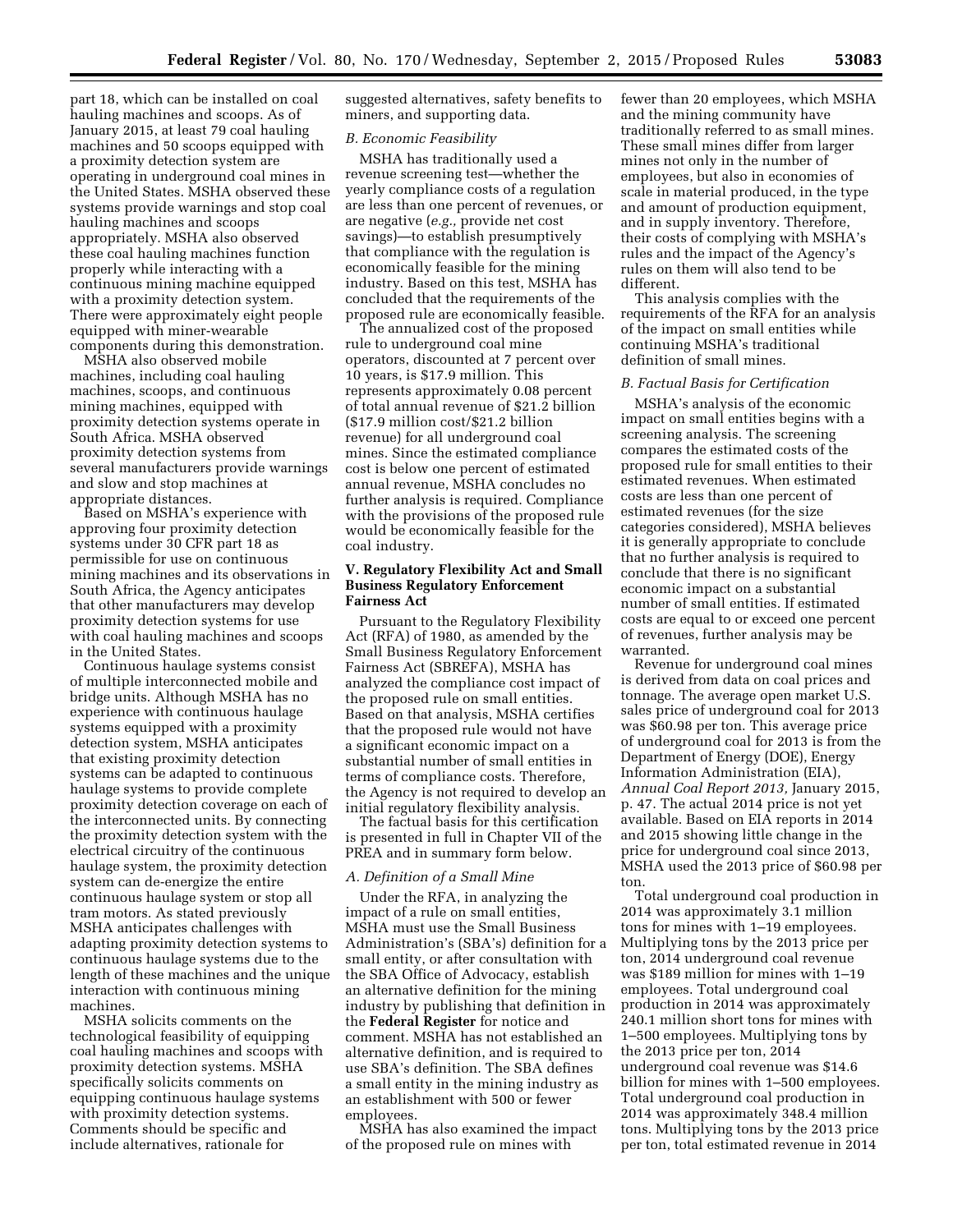part 18, which can be installed on coal hauling machines and scoops. As of January 2015, at least 79 coal hauling machines and 50 scoops equipped with a proximity detection system are operating in underground coal mines in the United States. MSHA observed these systems provide warnings and stop coal hauling machines and scoops appropriately. MSHA also observed these coal hauling machines function properly while interacting with a continuous mining machine equipped with a proximity detection system. There were approximately eight people equipped with miner-wearable components during this demonstration.

MSHA also observed mobile machines, including coal hauling machines, scoops, and continuous mining machines, equipped with proximity detection systems operate in South Africa. MSHA observed proximity detection systems from several manufacturers provide warnings and slow and stop machines at appropriate distances.

Based on MSHA's experience with approving four proximity detection systems under 30 CFR part 18 as permissible for use on continuous mining machines and its observations in South Africa, the Agency anticipates that other manufacturers may develop proximity detection systems for use with coal hauling machines and scoops in the United States.

Continuous haulage systems consist of multiple interconnected mobile and bridge units. Although MSHA has no experience with continuous haulage systems equipped with a proximity detection system, MSHA anticipates that existing proximity detection systems can be adapted to continuous haulage systems to provide complete proximity detection coverage on each of the interconnected units. By connecting the proximity detection system with the electrical circuitry of the continuous haulage system, the proximity detection system can de-energize the entire continuous haulage system or stop all tram motors. As stated previously MSHA anticipates challenges with adapting proximity detection systems to continuous haulage systems due to the length of these machines and the unique interaction with continuous mining machines.

MSHA solicits comments on the technological feasibility of equipping coal hauling machines and scoops with proximity detection systems. MSHA specifically solicits comments on equipping continuous haulage systems with proximity detection systems. Comments should be specific and include alternatives, rationale for suggested alternatives, safety benefits to miners, and supporting data.

### *B. Economic Feasibility*

MSHA has traditionally used a revenue screening test—whether the yearly compliance costs of a regulation are less than one percent of revenues, or are negative (*e.g.,* provide net cost savings)—to establish presumptively that compliance with the regulation is economically feasible for the mining industry. Based on this test, MSHA has concluded that the requirements of the proposed rule are economically feasible.

The annualized cost of the proposed rule to underground coal mine operators, discounted at 7 percent over 10 years, is $17.9 million. This represents approximately 0.08 percent of total annual revenue of $21.2 billion ($17.9 million cost/$21.2 billion revenue) for all underground coal mines. Since the estimated compliance cost is below one percent of estimated annual revenue, MSHA concludes no further analysis is required. Compliance with the provisions of the proposed rule would be economically feasible for the coal industry.

## V. Regulatory Flexibility Act and Small Business Regulatory Enforcement Fairness Act

Pursuant to the Regulatory Flexibility Act (RFA) of 1980, as amended by the Small Business Regulatory Enforcement Fairness Act (SBREFA), MSHA has analyzed the compliance cost impact of the proposed rule on small entities. Based on that analysis, MSHA certifies that the proposed rule would not have a significant economic impact on a substantial number of small entities in terms of compliance costs. Therefore, the Agency is not required to develop an initial regulatory flexibility analysis.

The factual basis for this certification is presented in full in Chapter VII of the PREA and in summary form below.

### *A. Definition of a Small Mine*

Under the RFA, in analyzing the impact of a rule on small entities, MSHA must use the Small Business Administration's (SBA's) definition for a small entity, or after consultation with the SBA Office of Advocacy, establish an alternative definition for the mining industry by publishing that definition in the **Federal Register** for notice and comment. MSHA has not established an alternative definition, and is required to use SBA's definition. The SBA defines a small entity in the mining industry as an establishment with 500 or fewer employees.

MSHA has also examined the impact of the proposed rule on mines with fewer than 20 employees, which MSHA and the mining community have traditionally referred to as small mines. These small mines differ from larger mines not only in the number of employees, but also in economies of scale in material produced, in the type and amount of production equipment, and in supply inventory. Therefore, their costs of complying with MSHA's rules and the impact of the Agency's rules on them will also tend to be different.

This analysis complies with the requirements of the RFA for an analysis of the impact on small entities while continuing MSHA's traditional definition of small mines.

### *B. Factual Basis for Certification*

MSHA's analysis of the economic impact on small entities begins with a screening analysis. The screening compares the estimated costs of the proposed rule for small entities to their estimated revenues. When estimated costs are less than one percent of estimated revenues (for the size categories considered), MSHA believes it is generally appropriate to conclude that no further analysis is required to conclude that there is no significant economic impact on a substantial number of small entities. If estimated costs are equal to or exceed one percent of revenues, further analysis may be warranted.

Revenue for underground coal mines is derived from data on coal prices and tonnage. The average open market U.S. sales price of underground coal for 2013 was $60.98 per ton. This average price of underground coal for 2013 is from the Department of Energy (DOE), Energy Information Administration (EIA), *Annual Coal Report 2013,* January 2015, p. 47. The actual 2014 price is not yet available. Based on EIA reports in 2014 and 2015 showing little change in the price for underground coal since 2013, MSHA used the 2013 price of $60.98 per ton.

Total underground coal production in 2014 was approximately 3.1 million tons for mines with 1–19 employees. Multiplying tons by the 2013 price per ton, 2014 underground coal revenue was $189 million for mines with 1–19 employees. Total underground coal production in 2014 was approximately 240.1 million short tons for mines with 1–500 employees. Multiplying tons by the 2013 price per ton, 2014 underground coal revenue was $14.6 billion for mines with 1–500 employees. Total underground coal production in 2014 was approximately 348.4 million tons. Multiplying tons by the 2013 price per ton, total estimated revenue in 2014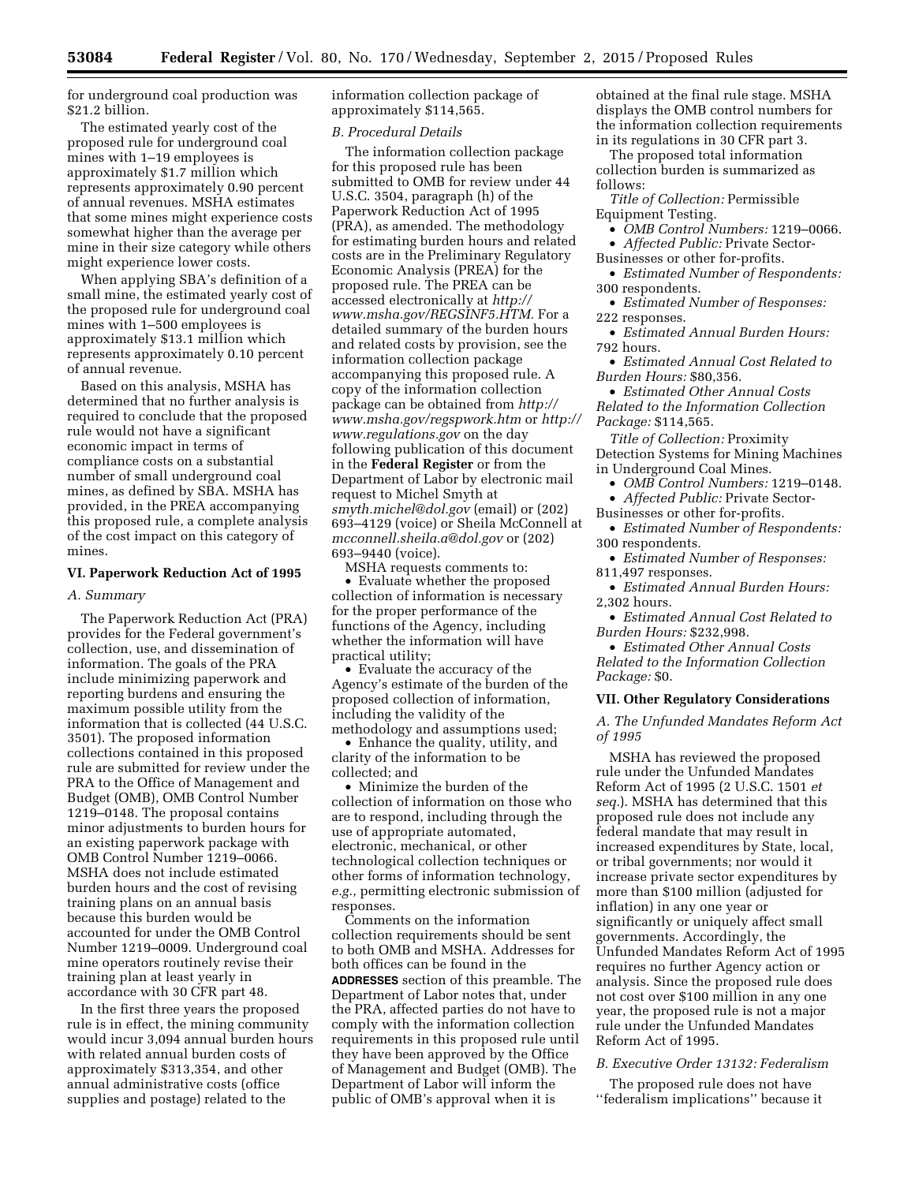for underground coal production was $21.2 billion.

The estimated yearly cost of the proposed rule for underground coal mines with 1–19 employees is approximately $1.7 million which represents approximately 0.90 percent of annual revenues. MSHA estimates that some mines might experience costs somewhat higher than the average per mine in their size category while others might experience lower costs.

When applying SBA's definition of a small mine, the estimated yearly cost of the proposed rule for underground coal mines with 1–500 employees is approximately $13.1 million which represents approximately 0.10 percent of annual revenue.

Based on this analysis, MSHA has determined that no further analysis is required to conclude that the proposed rule would not have a significant economic impact in terms of compliance costs on a substantial number of small underground coal mines, as defined by SBA. MSHA has provided, in the PREA accompanying this proposed rule, a complete analysis of the cost impact on this category of mines.

## VI. Paperwork Reduction Act of 1995

### *A. Summary*

The Paperwork Reduction Act (PRA) provides for the Federal government's collection, use, and dissemination of information. The goals of the PRA include minimizing paperwork and reporting burdens and ensuring the maximum possible utility from the information that is collected (44 U.S.C. 3501). The proposed information collections contained in this proposed rule are submitted for review under the PRA to the Office of Management and Budget (OMB), OMB Control Number 1219–0148. The proposal contains minor adjustments to burden hours for an existing paperwork package with OMB Control Number 1219–0066. MSHA does not include estimated burden hours and the cost of revising training plans on an annual basis because this burden would be accounted for under the OMB Control Number 1219–0009. Underground coal mine operators routinely revise their training plan at least yearly in accordance with 30 CFR part 48.

In the first three years the proposed rule is in effect, the mining community would incur 3,094 annual burden hours with related annual burden costs of approximately $313,354, and other annual administrative costs (office supplies and postage) related to the information collection package of approximately $114,565.

### *B. Procedural Details*

The information collection package for this proposed rule has been submitted to OMB for review under 44 U.S.C. 3504, paragraph (h) of the Paperwork Reduction Act of 1995 (PRA), as amended. The methodology for estimating burden hours and related costs are in the Preliminary Regulatory Economic Analysis (PREA) for the proposed rule. The PREA can be accessed electronically at *http://www.msha.gov/REGSINF5.HTM.* For a detailed summary of the burden hours and related costs by provision, see the information collection package accompanying this proposed rule. A copy of the information collection package can be obtained from *http://www.msha.gov/regspwork.htm* or *http://www.regulations.gov* on the day following publication of this document in the **Federal Register** or from the Department of Labor by electronic mail request to Michel Smyth at *smyth.michel@dol.gov* (email) or (202) 693–4129 (voice) or Sheila McConnell at *mcconnell.sheila.a@dol.gov* or (202) 693–9440 (voice).

MSHA requests comments to:

- Evaluate whether the proposed collection of information is necessary for the proper performance of the functions of the Agency, including whether the information will have practical utility;
- Evaluate the accuracy of the Agency's estimate of the burden of the proposed collection of information, including the validity of the methodology and assumptions used;
- Enhance the quality, utility, and clarity of the information to be collected; and
- Minimize the burden of the collection of information on those who are to respond, including through the use of appropriate automated, electronic, mechanical, or other technological collection techniques or other forms of information technology, *e.g.,* permitting electronic submission of responses.

Comments on the information collection requirements should be sent to both OMB and MSHA. Addresses for both offices can be found in the **ADDRESSES** section of this preamble. The Department of Labor notes that, under the PRA, affected parties do not have to comply with the information collection requirements in this proposed rule until they have been approved by the Office of Management and Budget (OMB). The Department of Labor will inform the public of OMB's approval when it is obtained at the final rule stage. MSHA displays the OMB control numbers for the information collection requirements in its regulations in 30 CFR part 3.

The proposed total information collection burden is summarized as follows:

*Title of Collection:* Permissible Equipment Testing.

- *OMB Control Numbers:* 1219–0066.
- *Affected Public:* Private Sector-Businesses or other for-profits.
- *Estimated Number of Respondents:* 300 respondents.
- *Estimated Number of Responses:* 222 responses.
- *Estimated Annual Burden Hours:* 792 hours.
- *Estimated Annual Cost Related to Burden Hours:* $80,356.
- *Estimated Other Annual Costs Related to the Information Collection Package:* $114,565.

*Title of Collection:* Proximity Detection Systems for Mining Machines in Underground Coal Mines.

- *OMB Control Numbers:* 1219–0148.
- *Affected Public:* Private Sector-Businesses or other for-profits.
- *Estimated Number of Respondents:* 300 respondents.
- *Estimated Number of Responses:* 811,497 responses.
- *Estimated Annual Burden Hours:* 2,302 hours.
- *Estimated Annual Cost Related to Burden Hours:* $232,998.
- *Estimated Other Annual Costs Related to the Information Collection Package:* $0.

## VII. Other Regulatory Considerations

### *A. The Unfunded Mandates Reform Act of 1995*

MSHA has reviewed the proposed rule under the Unfunded Mandates Reform Act of 1995 (2 U.S.C. 1501 *et seq.*). MSHA has determined that this proposed rule does not include any federal mandate that may result in increased expenditures by State, local, or tribal governments; nor would it increase private sector expenditures by more than $100 million (adjusted for inflation) in any one year or significantly or uniquely affect small governments. Accordingly, the Unfunded Mandates Reform Act of 1995 requires no further Agency action or analysis. Since the proposed rule does not cost over $100 million in any one year, the proposed rule is not a major rule under the Unfunded Mandates Reform Act of 1995.

### *B. Executive Order 13132: Federalism*

The proposed rule does not have ''federalism implications'' because it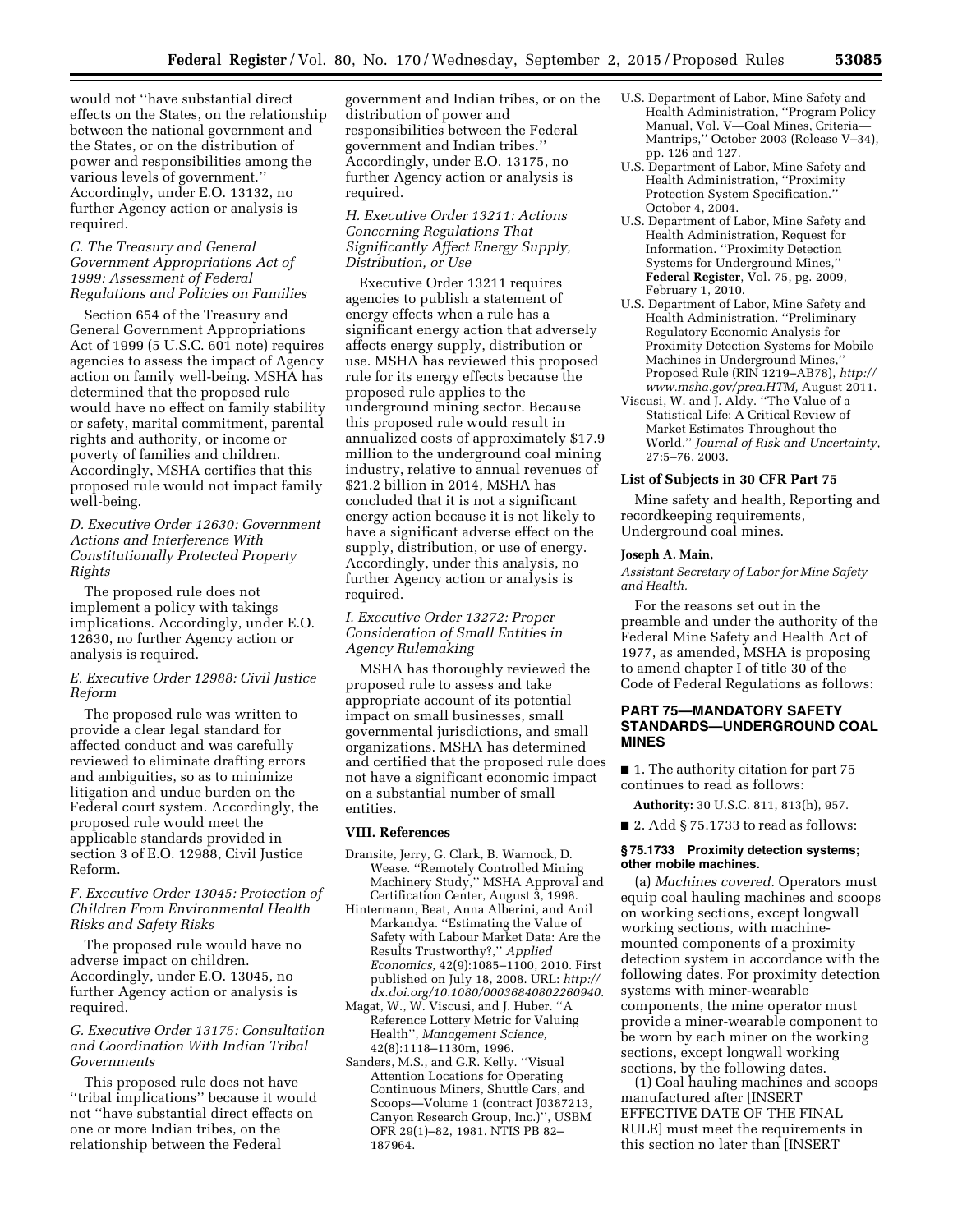would not "have substantial direct effects on the States, on the relationship between the national government and the States, or on the distribution of power and responsibilities among the various levels of government." Accordingly, under E.O. 13132, no further Agency action or analysis is required.

### C. The Treasury and General Government Appropriations Act of 1999: Assessment of Federal Regulations and Policies on Families

Section 654 of the Treasury and General Government Appropriations Act of 1999 (5 U.S.C. 601 note) requires agencies to assess the impact of Agency action on family well-being. MSHA has determined that the proposed rule would have no effect on family stability or safety, marital commitment, parental rights and authority, or income or poverty of families and children. Accordingly, MSHA certifies that this proposed rule would not impact family well-being.

### D. Executive Order 12630: Government Actions and Interference With Constitutionally Protected Property Rights

The proposed rule does not implement a policy with takings implications. Accordingly, under E.O. 12630, no further Agency action or analysis is required.

### E. Executive Order 12988: Civil Justice Reform

The proposed rule was written to provide a clear legal standard for affected conduct and was carefully reviewed to eliminate drafting errors and ambiguities, so as to minimize litigation and undue burden on the Federal court system. Accordingly, the proposed rule would meet the applicable standards provided in section 3 of E.O. 12988, Civil Justice Reform.

### F. Executive Order 13045: Protection of Children From Environmental Health Risks and Safety Risks

The proposed rule would have no adverse impact on children. Accordingly, under E.O. 13045, no further Agency action or analysis is required.

### G. Executive Order 13175: Consultation and Coordination With Indian Tribal Governments

This proposed rule does not have "tribal implications" because it would not "have substantial direct effects on one or more Indian tribes, on the relationship between the Federal government and Indian tribes, or on the distribution of power and responsibilities between the Federal government and Indian tribes." Accordingly, under E.O. 13175, no further Agency action or analysis is required.

### H. Executive Order 13211: Actions Concerning Regulations That Significantly Affect Energy Supply, Distribution, or Use

Executive Order 13211 requires agencies to publish a statement of energy effects when a rule has a significant energy action that adversely affects energy supply, distribution or use. MSHA has reviewed this proposed rule for its energy effects because the proposed rule applies to the underground mining sector. Because this proposed rule would result in annualized costs of approximately $17.9 million to the underground coal mining industry, relative to annual revenues of $21.2 billion in 2014, MSHA has concluded that it is not a significant energy action because it is not likely to have a significant adverse effect on the supply, distribution, or use of energy. Accordingly, under this analysis, no further Agency action or analysis is required.

### I. Executive Order 13272: Proper Consideration of Small Entities in Agency Rulemaking

MSHA has thoroughly reviewed the proposed rule to assess and take appropriate account of its potential impact on small businesses, small governmental jurisdictions, and small organizations. MSHA has determined and certified that the proposed rule does not have a significant economic impact on a substantial number of small entities.

## VIII. References

Dransite, Jerry, G. Clark, B. Warnock, D. Wease. "Remotely Controlled Mining Machinery Study," MSHA Approval and Certification Center, August 3, 1998.

Hintermann, Beat, Anna Alberini, and Anil Markandya. "Estimating the Value of Safety with Labour Market Data: Are the Results Trustworthy?," *Applied Economics,* 42(9):1085–1100, 2010. First published on July 18, 2008. URL: *http://dx.doi.org/10.1080/00036840802260940.*

Magat, W., W. Viscusi, and J. Huber. "A Reference Lottery Metric for Valuing Health", *Management Science,* 42(8):1118–1130m, 1996.

Sanders, M.S., and G.R. Kelly. "Visual Attention Locations for Operating Continuous Miners, Shuttle Cars, and Scoops—Volume 1 (contract J0387213, Canyon Research Group, Inc.)", USBM OFR 29(1)–82, 1981. NTIS PB 82–187964.

U.S. Department of Labor, Mine Safety and Health Administration, "Program Policy Manual, Vol. V—Coal Mines, Criteria—Mantrips," October 2003 (Release V–34), pp. 126 and 127.

U.S. Department of Labor, Mine Safety and Health Administration, "Proximity Protection System Specification." October 4, 2004.

U.S. Department of Labor, Mine Safety and Health Administration, Request for Information. "Proximity Detection Systems for Underground Mines," **Federal Register**, Vol. 75, pg. 2009, February 1, 2010.

U.S. Department of Labor, Mine Safety and Health Administration. "Preliminary Regulatory Economic Analysis for Proximity Detection Systems for Mobile Machines in Underground Mines," Proposed Rule (RIN 1219–AB78), *http://www.msha.gov/prea.HTM,* August 2011.

Viscusi, W. and J. Aldy. "The Value of a Statistical Life: A Critical Review of Market Estimates Throughout the World," *Journal of Risk and Uncertainty,* 27:5–76, 2003.

## List of Subjects in 30 CFR Part 75

Mine safety and health, Reporting and recordkeeping requirements, Underground coal mines.

**Joseph A. Main,**

*Assistant Secretary of Labor for Mine Safety and Health.*

For the reasons set out in the preamble and under the authority of the Federal Mine Safety and Health Act of 1977, as amended, MSHA is proposing to amend chapter I of title 30 of the Code of Federal Regulations as follows:

## PART 75—MANDATORY SAFETY STANDARDS—UNDERGROUND COAL MINES

■ 1. The authority citation for part 75 continues to read as follows:

**Authority:** 30 U.S.C. 811, 813(h), 957.

■ 2. Add § 75.1733 to read as follows:

### § 75.1733 Proximity detection systems; other mobile machines.

(a) *Machines covered.* Operators must equip coal hauling machines and scoops on working sections, except longwall working sections, with machine-mounted components of a proximity detection system in accordance with the following dates. For proximity detection systems with miner-wearable components, the mine operator must provide a miner-wearable component to be worn by each miner on the working sections, except longwall working sections, by the following dates.

(1) Coal hauling machines and scoops manufactured after [INSERT EFFECTIVE DATE OF THE FINAL RULE] must meet the requirements in this section no later than [INSERT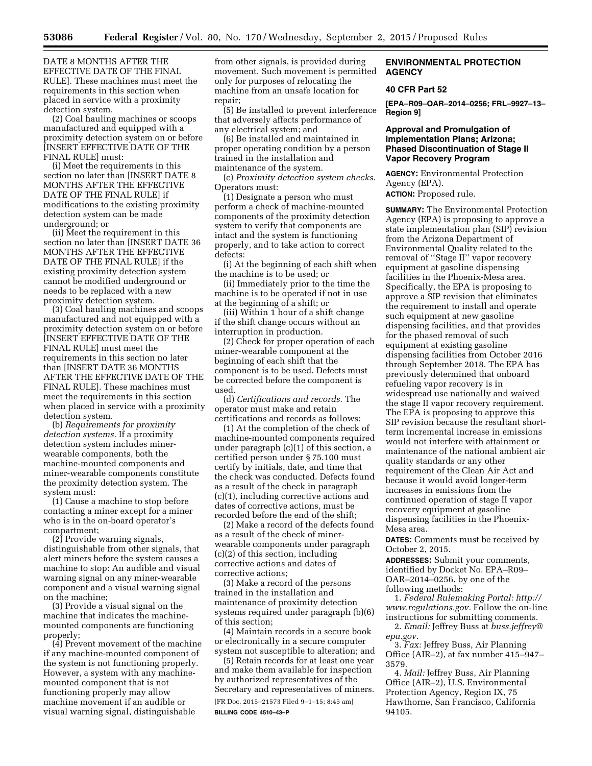DATE 8 MONTHS AFTER THE EFFECTIVE DATE OF THE FINAL RULE]. These machines must meet the requirements in this section when placed in service with a proximity detection system.

(2) Coal hauling machines or scoops manufactured and equipped with a proximity detection system on or before [INSERT EFFECTIVE DATE OF THE FINAL RULE] must:

(i) Meet the requirements in this section no later than [INSERT DATE 8 MONTHS AFTER THE EFFECTIVE DATE OF THE FINAL RULE] if modifications to the existing proximity detection system can be made underground; or

(ii) Meet the requirement in this section no later than [INSERT DATE 36 MONTHS AFTER THE EFFECTIVE DATE OF THE FINAL RULE] if the existing proximity detection system cannot be modified underground or needs to be replaced with a new proximity detection system.

(3) Coal hauling machines and scoops manufactured and not equipped with a proximity detection system on or before [INSERT EFFECTIVE DATE OF THE FINAL RULE] must meet the requirements in this section no later than [INSERT DATE 36 MONTHS AFTER THE EFFECTIVE DATE OF THE FINAL RULE]. These machines must meet the requirements in this section when placed in service with a proximity detection system.

(b) *Requirements for proximity detection systems.* If a proximity detection system includes miner-wearable components, both the machine-mounted components and miner-wearable components constitute the proximity detection system. The system must:

(1) Cause a machine to stop before contacting a miner except for a miner who is in the on-board operator's compartment;

(2) Provide warning signals, distinguishable from other signals, that alert miners before the system causes a machine to stop: An audible and visual warning signal on any miner-wearable component and a visual warning signal on the machine;

(3) Provide a visual signal on the machine that indicates the machine-mounted components are functioning properly;

(4) Prevent movement of the machine if any machine-mounted component of the system is not functioning properly. However, a system with any machine-mounted component that is not functioning properly may allow machine movement if an audible or visual warning signal, distinguishable from other signals, is provided during movement. Such movement is permitted only for purposes of relocating the machine from an unsafe location for repair;

(5) Be installed to prevent interference that adversely affects performance of any electrical system; and

(6) Be installed and maintained in proper operating condition by a person trained in the installation and maintenance of the system.

(c) *Proximity detection system checks.* Operators must:

(1) Designate a person who must perform a check of machine-mounted components of the proximity detection system to verify that components are intact and the system is functioning properly, and to take action to correct defects:

(i) At the beginning of each shift when the machine is to be used; or

(ii) Immediately prior to the time the machine is to be operated if not in use at the beginning of a shift; or

(iii) Within 1 hour of a shift change if the shift change occurs without an interruption in production.

(2) Check for proper operation of each miner-wearable component at the beginning of each shift that the component is to be used. Defects must be corrected before the component is used.

(d) *Certifications and records.* The operator must make and retain certifications and records as follows:

(1) At the completion of the check of machine-mounted components required under paragraph (c)(1) of this section, a certified person under § 75.100 must certify by initials, date, and time that the check was conducted. Defects found as a result of the check in paragraph (c)(1), including corrective actions and dates of corrective actions, must be recorded before the end of the shift;

(2) Make a record of the defects found as a result of the check of miner-wearable components under paragraph (c)(2) of this section, including corrective actions and dates of corrective actions;

(3) Make a record of the persons trained in the installation and maintenance of proximity detection systems required under paragraph (b)(6) of this section;

(4) Maintain records in a secure book or electronically in a secure computer system not susceptible to alteration; and

(5) Retain records for at least one year and make them available for inspection by authorized representatives of the Secretary and representatives of miners.

[FR Doc. 2015–21573 Filed 9–1–15; 8:45 am]

**BILLING CODE 4510–43–P**

## ENVIRONMENTAL PROTECTION AGENCY

### 40 CFR Part 52

**[EPA–R09–OAR–2014–0256; FRL–9927–13–Region 9]**

### Approval and Promulgation of Implementation Plans; Arizona; Phased Discontinuation of Stage II Vapor Recovery Program

**AGENCY:** Environmental Protection Agency (EPA).

**ACTION:** Proposed rule.

**SUMMARY:** The Environmental Protection Agency (EPA) is proposing to approve a state implementation plan (SIP) revision from the Arizona Department of Environmental Quality related to the removal of ''Stage II'' vapor recovery equipment at gasoline dispensing facilities in the Phoenix-Mesa area. Specifically, the EPA is proposing to approve a SIP revision that eliminates the requirement to install and operate such equipment at new gasoline dispensing facilities, and that provides for the phased removal of such equipment at existing gasoline dispensing facilities from October 2016 through September 2018. The EPA has previously determined that onboard refueling vapor recovery is in widespread use nationally and waived the stage II vapor recovery requirement. The EPA is proposing to approve this SIP revision because the resultant short-term incremental increase in emissions would not interfere with attainment or maintenance of the national ambient air quality standards or any other requirement of the Clean Air Act and because it would avoid longer-term increases in emissions from the continued operation of stage II vapor recovery equipment at gasoline dispensing facilities in the Phoenix-Mesa area.

**DATES:** Comments must be received by October 2, 2015.

**ADDRESSES:** Submit your comments, identified by Docket No. EPA–R09–OAR–2014–0256, by one of the following methods:

1. *Federal Rulemaking Portal: http://www.regulations.gov.* Follow the on-line instructions for submitting comments.

2. *Email:* Jeffrey Buss at *buss.jeffrey@epa.gov.*

3. *Fax:* Jeffrey Buss, Air Planning Office (AIR–2), at fax number 415–947–3579.

4. *Mail:* Jeffrey Buss, Air Planning Office (AIR–2), U.S. Environmental Protection Agency, Region IX, 75 Hawthorne, San Francisco, California 94105.